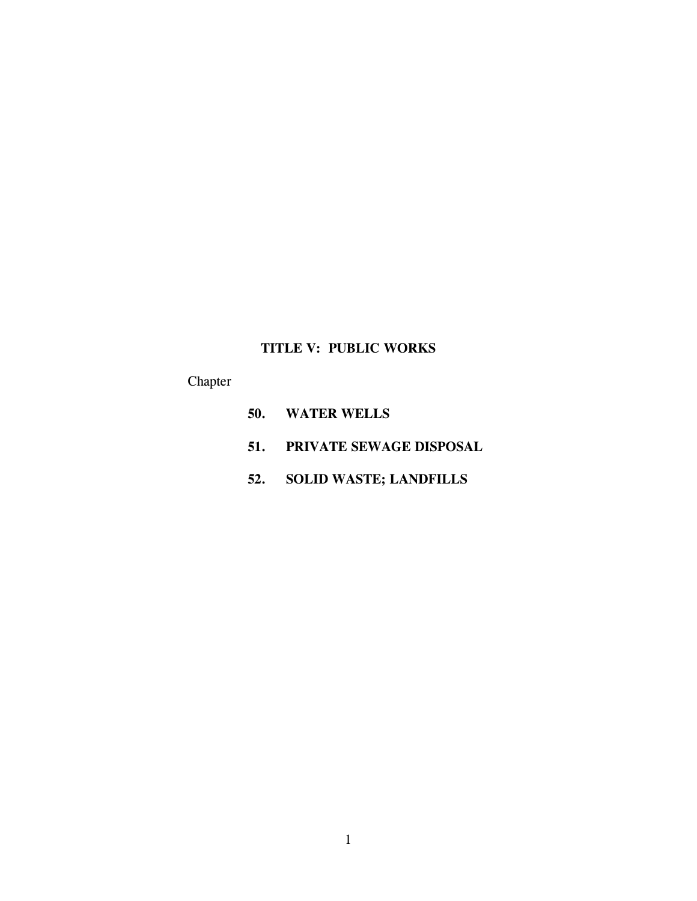# TITLE V: PUBLIC WORKS

Chapter

**50. WATER WELLS**

**51. PRIVATE SEWAGE DISPOSAL**

**52. SOLID WASTE; LANDFILLS**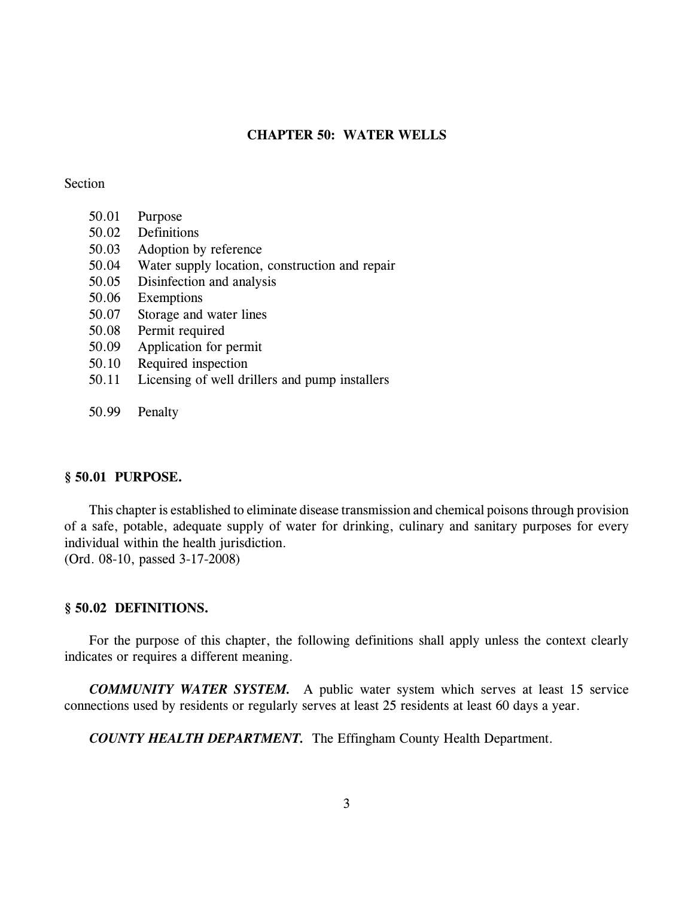# CHAPTER 50: WATER WELLS

Section

- 50.01 Purpose
- 50.02 Definitions
- 50.03 Adoption by reference
- 50.04 Water supply location, construction and repair
- 50.05 Disinfection and analysis
- 50.06 Exemptions
- 50.07 Storage and water lines
- 50.08 Permit required
- 50.09 Application for permit
- 50.10 Required inspection
- 50.11 Licensing of well drillers and pump installers

- 50.99 Penalty

## § 50.01 PURPOSE.

This chapter is established to eliminate disease transmission and chemical poisons through provision of a safe, potable, adequate supply of water for drinking, culinary and sanitary purposes for every individual within the health jurisdiction.
(Ord. 08-10, passed 3-17-2008)

## § 50.02 DEFINITIONS.

For the purpose of this chapter, the following definitions shall apply unless the context clearly indicates or requires a different meaning.

***COMMUNITY WATER SYSTEM.*** A public water system which serves at least 15 service connections used by residents or regularly serves at least 25 residents at least 60 days a year.

***COUNTY HEALTH DEPARTMENT.*** The Effingham County Health Department.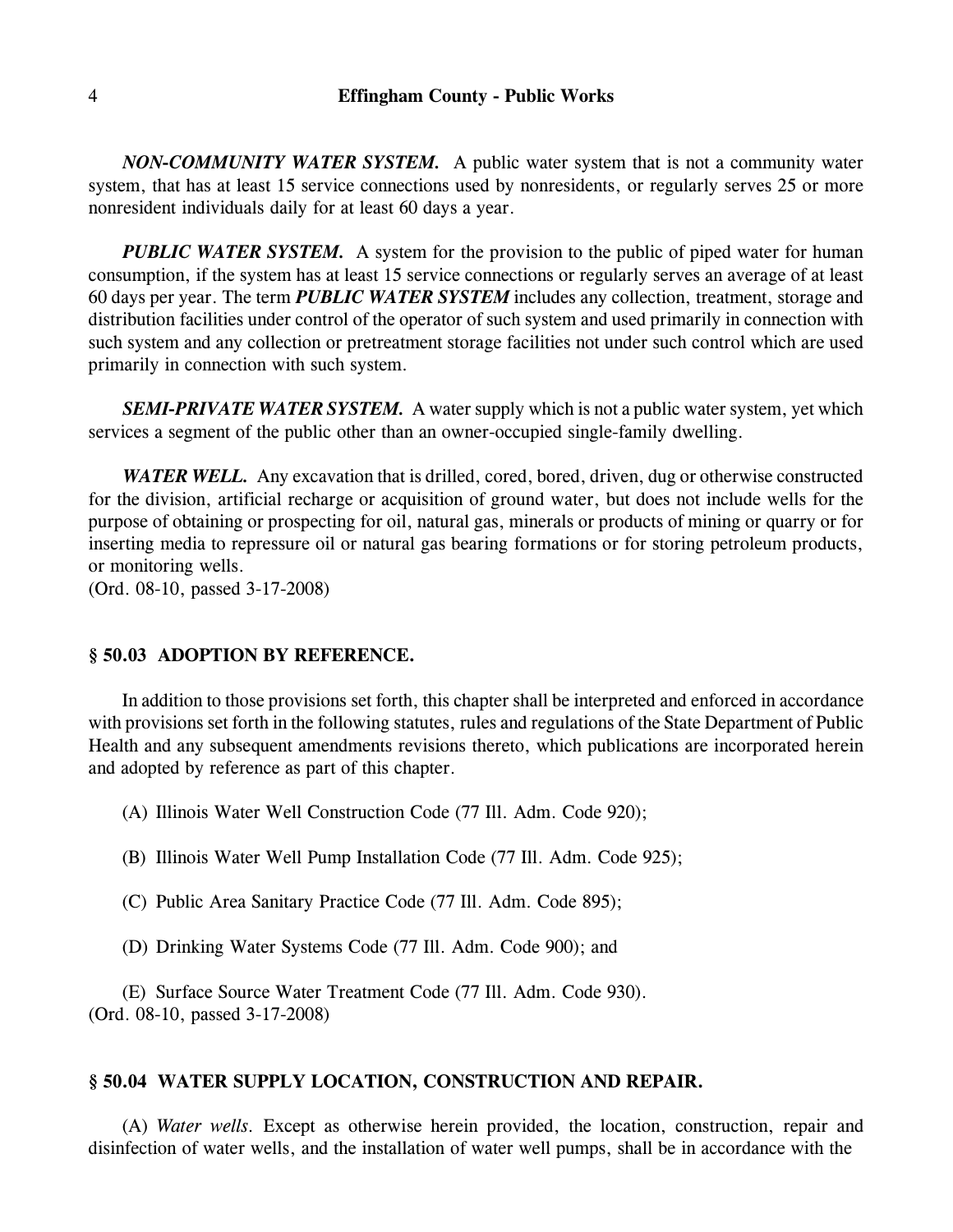***NON-COMMUNITY WATER SYSTEM.*** A public water system that is not a community water system, that has at least 15 service connections used by nonresidents, or regularly serves 25 or more nonresident individuals daily for at least 60 days a year.

***PUBLIC WATER SYSTEM.*** A system for the provision to the public of piped water for human consumption, if the system has at least 15 service connections or regularly serves an average of at least 60 days per year. The term ***PUBLIC WATER SYSTEM*** includes any collection, treatment, storage and distribution facilities under control of the operator of such system and used primarily in connection with such system and any collection or pretreatment storage facilities not under such control which are used primarily in connection with such system.

***SEMI-PRIVATE WATER SYSTEM.*** A water supply which is not a public water system, yet which services a segment of the public other than an owner-occupied single-family dwelling.

***WATER WELL.*** Any excavation that is drilled, cored, bored, driven, dug or otherwise constructed for the division, artificial recharge or acquisition of ground water, but does not include wells for the purpose of obtaining or prospecting for oil, natural gas, minerals or products of mining or quarry or for inserting media to repressure oil or natural gas bearing formations or for storing petroleum products, or monitoring wells.
(Ord. 08-10, passed 3-17-2008)

### § 50.03 ADOPTION BY REFERENCE.

In addition to those provisions set forth, this chapter shall be interpreted and enforced in accordance with provisions set forth in the following statutes, rules and regulations of the State Department of Public Health and any subsequent amendments revisions thereto, which publications are incorporated herein and adopted by reference as part of this chapter.

(A) Illinois Water Well Construction Code (77 Ill. Adm. Code 920);

(B) Illinois Water Well Pump Installation Code (77 Ill. Adm. Code 925);

(C) Public Area Sanitary Practice Code (77 Ill. Adm. Code 895);

(D) Drinking Water Systems Code (77 Ill. Adm. Code 900); and

(E) Surface Source Water Treatment Code (77 Ill. Adm. Code 930).
(Ord. 08-10, passed 3-17-2008)

### § 50.04 WATER SUPPLY LOCATION, CONSTRUCTION AND REPAIR.

(A) *Water wells.* Except as otherwise herein provided, the location, construction, repair and disinfection of water wells, and the installation of water well pumps, shall be in accordance with the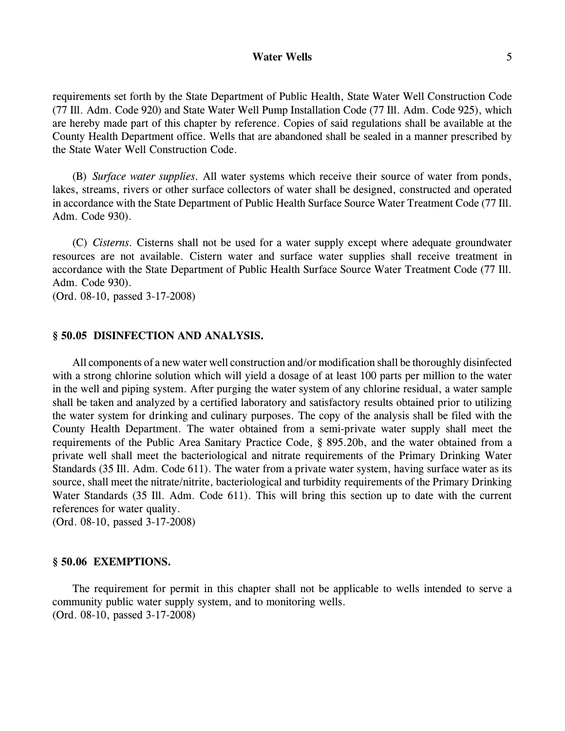requirements set forth by the State Department of Public Health, State Water Well Construction Code (77 Ill. Adm. Code 920) and State Water Well Pump Installation Code (77 Ill. Adm. Code 925), which are hereby made part of this chapter by reference. Copies of said regulations shall be available at the County Health Department office. Wells that are abandoned shall be sealed in a manner prescribed by the State Water Well Construction Code.

(B) *Surface water supplies.* All water systems which receive their source of water from ponds, lakes, streams, rivers or other surface collectors of water shall be designed, constructed and operated in accordance with the State Department of Public Health Surface Source Water Treatment Code (77 Ill. Adm. Code 930).

(C) *Cisterns.* Cisterns shall not be used for a water supply except where adequate groundwater resources are not available. Cistern water and surface water supplies shall receive treatment in accordance with the State Department of Public Health Surface Source Water Treatment Code (77 Ill. Adm. Code 930).
(Ord. 08-10, passed 3-17-2008)

### § 50.05 DISINFECTION AND ANALYSIS.

All components of a new water well construction and/or modification shall be thoroughly disinfected with a strong chlorine solution which will yield a dosage of at least 100 parts per million to the water in the well and piping system. After purging the water system of any chlorine residual, a water sample shall be taken and analyzed by a certified laboratory and satisfactory results obtained prior to utilizing the water system for drinking and culinary purposes. The copy of the analysis shall be filed with the County Health Department. The water obtained from a semi-private water supply shall meet the requirements of the Public Area Sanitary Practice Code, § 895.20b, and the water obtained from a private well shall meet the bacteriological and nitrate requirements of the Primary Drinking Water Standards (35 Ill. Adm. Code 611). The water from a private water system, having surface water as its source, shall meet the nitrate/nitrite, bacteriological and turbidity requirements of the Primary Drinking Water Standards (35 Ill. Adm. Code 611). This will bring this section up to date with the current references for water quality.
(Ord. 08-10, passed 3-17-2008)

### § 50.06 EXEMPTIONS.

The requirement for permit in this chapter shall not be applicable to wells intended to serve a community public water supply system, and to monitoring wells.
(Ord. 08-10, passed 3-17-2008)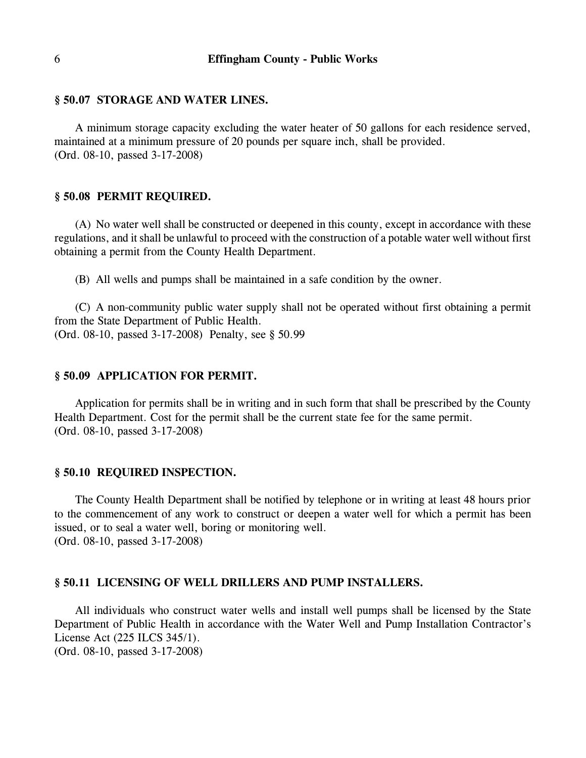### § 50.07 STORAGE AND WATER LINES.

A minimum storage capacity excluding the water heater of 50 gallons for each residence served, maintained at a minimum pressure of 20 pounds per square inch, shall be provided.
(Ord. 08-10, passed 3-17-2008)

### § 50.08 PERMIT REQUIRED.

(A) No water well shall be constructed or deepened in this county, except in accordance with these regulations, and it shall be unlawful to proceed with the construction of a potable water well without first obtaining a permit from the County Health Department.

(B) All wells and pumps shall be maintained in a safe condition by the owner.

(C) A non-community public water supply shall not be operated without first obtaining a permit from the State Department of Public Health.
(Ord. 08-10, passed 3-17-2008) Penalty, see § 50.99

### § 50.09 APPLICATION FOR PERMIT.

Application for permits shall be in writing and in such form that shall be prescribed by the County Health Department. Cost for the permit shall be the current state fee for the same permit.
(Ord. 08-10, passed 3-17-2008)

### § 50.10 REQUIRED INSPECTION.

The County Health Department shall be notified by telephone or in writing at least 48 hours prior to the commencement of any work to construct or deepen a water well for which a permit has been issued, or to seal a water well, boring or monitoring well.
(Ord. 08-10, passed 3-17-2008)

### § 50.11 LICENSING OF WELL DRILLERS AND PUMP INSTALLERS.

All individuals who construct water wells and install well pumps shall be licensed by the State Department of Public Health in accordance with the Water Well and Pump Installation Contractor's License Act (225 ILCS 345/1).
(Ord. 08-10, passed 3-17-2008)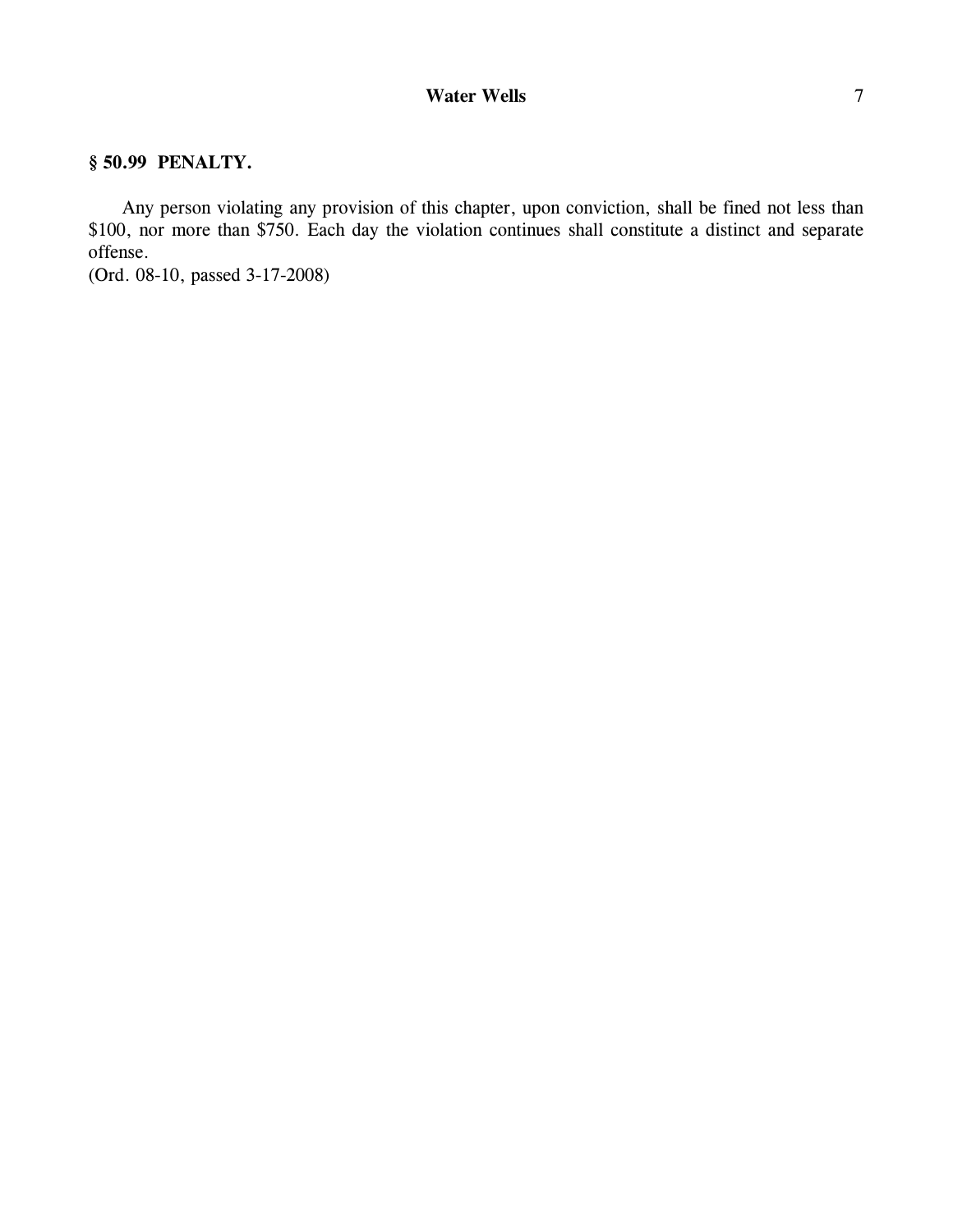## § 50.99 PENALTY.

Any person violating any provision of this chapter, upon conviction, shall be fined not less than $100, nor more than $750. Each day the violation continues shall constitute a distinct and separate offense.
(Ord. 08-10, passed 3-17-2008)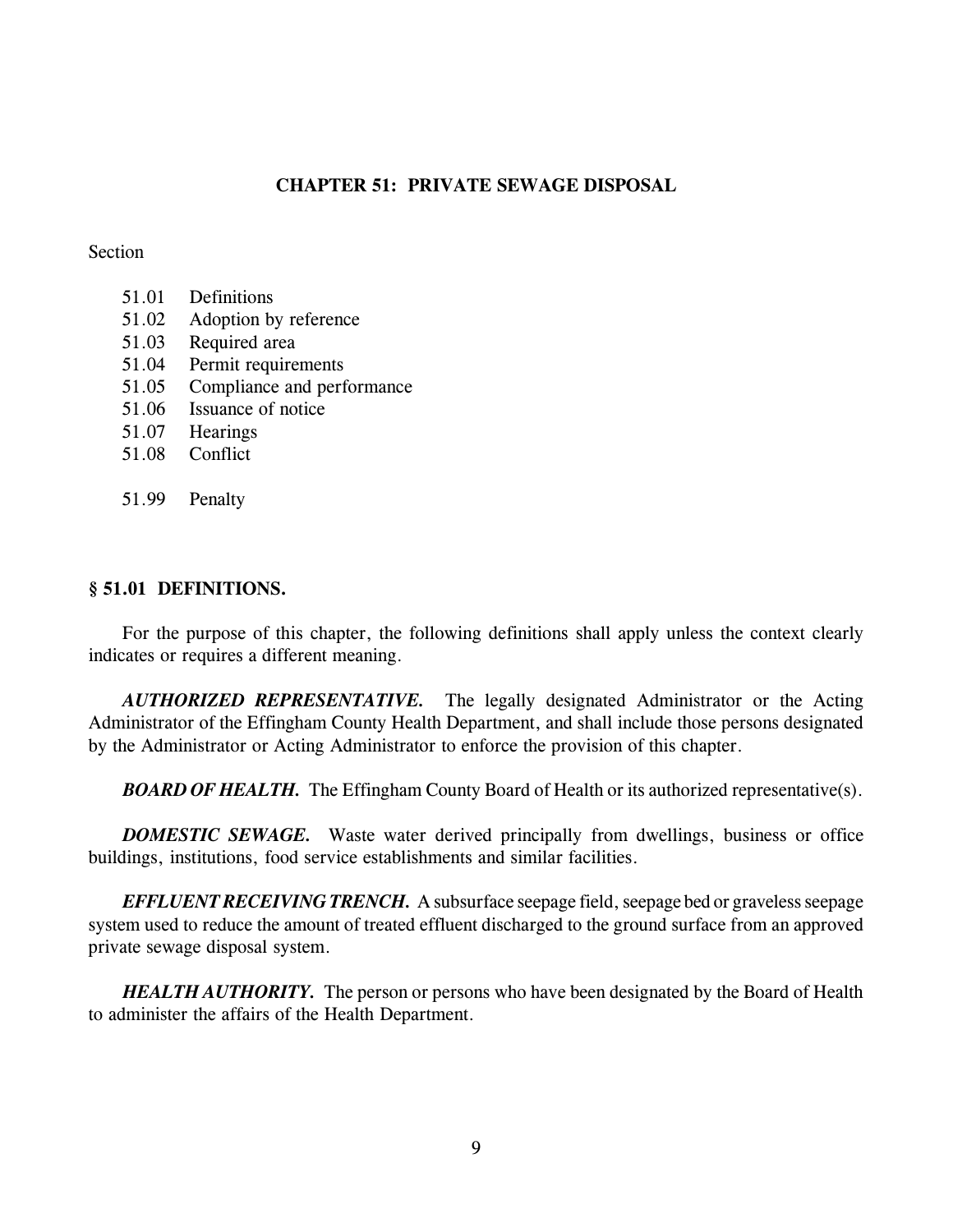## CHAPTER 51: PRIVATE SEWAGE DISPOSAL

Section

51.01 Definitions
51.02 Adoption by reference
51.03 Required area
51.04 Permit requirements
51.05 Compliance and performance
51.06 Issuance of notice
51.07 Hearings
51.08 Conflict

51.99 Penalty

### § 51.01 DEFINITIONS.

For the purpose of this chapter, the following definitions shall apply unless the context clearly indicates or requires a different meaning.

***AUTHORIZED REPRESENTATIVE.*** The legally designated Administrator or the Acting Administrator of the Effingham County Health Department, and shall include those persons designated by the Administrator or Acting Administrator to enforce the provision of this chapter.

***BOARD OF HEALTH.*** The Effingham County Board of Health or its authorized representative(s).

***DOMESTIC SEWAGE.*** Waste water derived principally from dwellings, business or office buildings, institutions, food service establishments and similar facilities.

***EFFLUENT RECEIVING TRENCH.*** A subsurface seepage field, seepage bed or graveless seepage system used to reduce the amount of treated effluent discharged to the ground surface from an approved private sewage disposal system.

***HEALTH AUTHORITY.*** The person or persons who have been designated by the Board of Health to administer the affairs of the Health Department.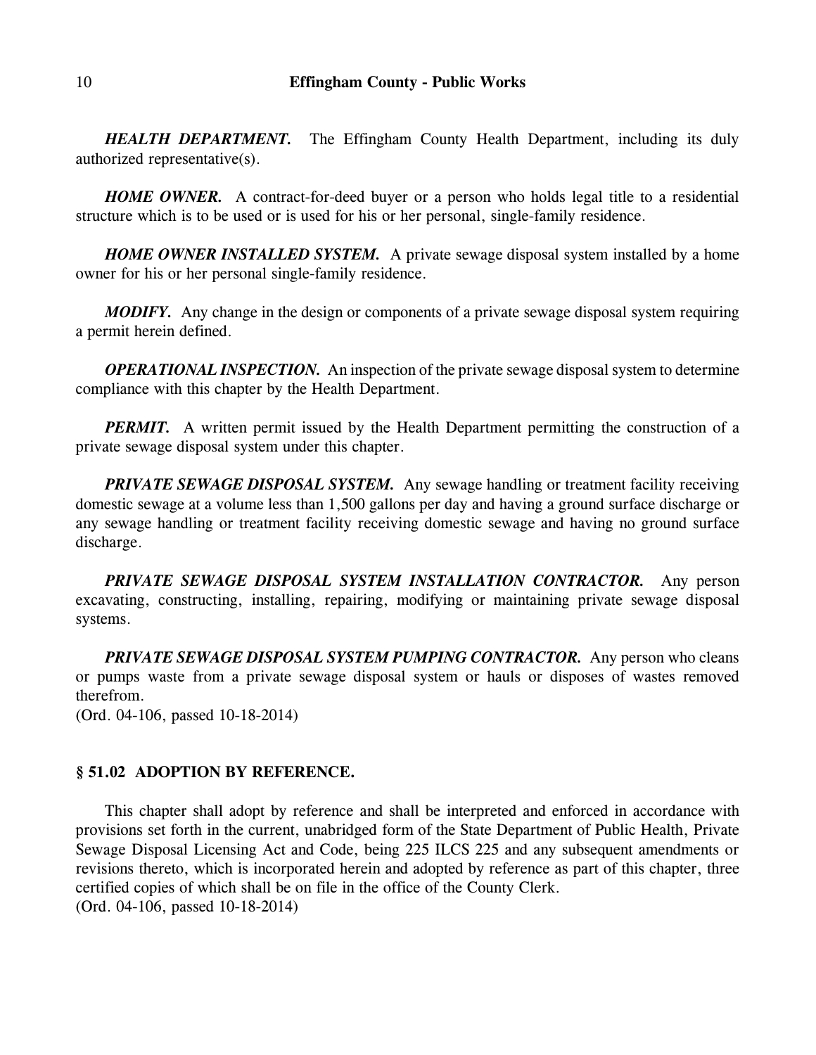***HEALTH DEPARTMENT.*** The Effingham County Health Department, including its duly authorized representative(s).

***HOME OWNER.*** A contract-for-deed buyer or a person who holds legal title to a residential structure which is to be used or is used for his or her personal, single-family residence.

***HOME OWNER INSTALLED SYSTEM.*** A private sewage disposal system installed by a home owner for his or her personal single-family residence.

***MODIFY.*** Any change in the design or components of a private sewage disposal system requiring a permit herein defined.

***OPERATIONAL INSPECTION.*** An inspection of the private sewage disposal system to determine compliance with this chapter by the Health Department.

***PERMIT.*** A written permit issued by the Health Department permitting the construction of a private sewage disposal system under this chapter.

***PRIVATE SEWAGE DISPOSAL SYSTEM.*** Any sewage handling or treatment facility receiving domestic sewage at a volume less than 1,500 gallons per day and having a ground surface discharge or any sewage handling or treatment facility receiving domestic sewage and having no ground surface discharge.

***PRIVATE SEWAGE DISPOSAL SYSTEM INSTALLATION CONTRACTOR.*** Any person excavating, constructing, installing, repairing, modifying or maintaining private sewage disposal systems.

***PRIVATE SEWAGE DISPOSAL SYSTEM PUMPING CONTRACTOR.*** Any person who cleans or pumps waste from a private sewage disposal system or hauls or disposes of wastes removed therefrom.
(Ord. 04-106, passed 10-18-2014)

### § 51.02 ADOPTION BY REFERENCE.

This chapter shall adopt by reference and shall be interpreted and enforced in accordance with provisions set forth in the current, unabridged form of the State Department of Public Health, Private Sewage Disposal Licensing Act and Code, being 225 ILCS 225 and any subsequent amendments or revisions thereto, which is incorporated herein and adopted by reference as part of this chapter, three certified copies of which shall be on file in the office of the County Clerk.
(Ord. 04-106, passed 10-18-2014)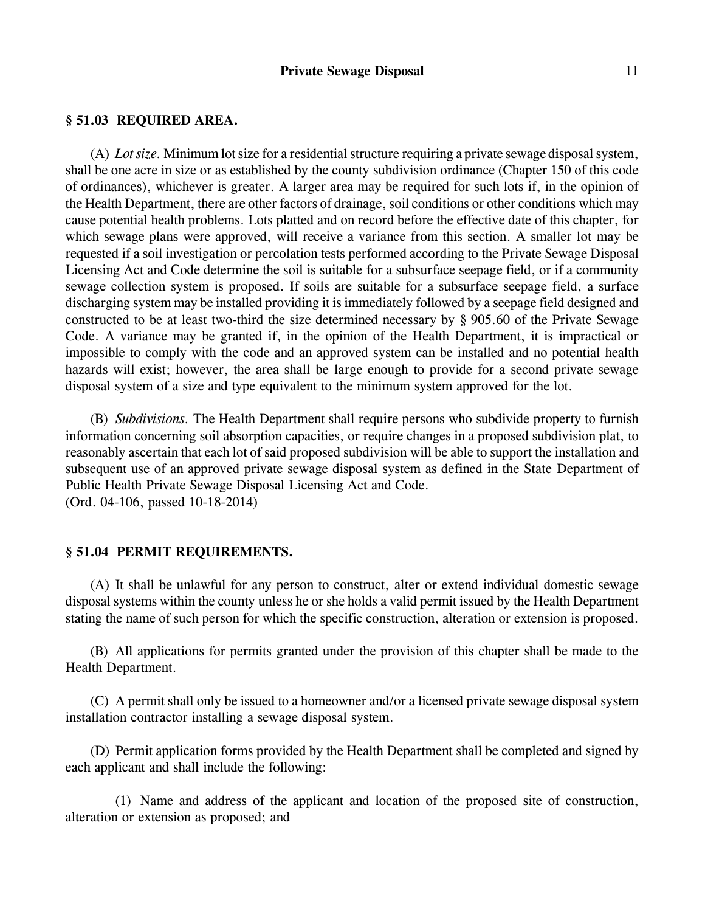### § 51.03 REQUIRED AREA.

(A) *Lot size*. Minimum lot size for a residential structure requiring a private sewage disposal system, shall be one acre in size or as established by the county subdivision ordinance (Chapter 150 of this code of ordinances), whichever is greater. A larger area may be required for such lots if, in the opinion of the Health Department, there are other factors of drainage, soil conditions or other conditions which may cause potential health problems. Lots platted and on record before the effective date of this chapter, for which sewage plans were approved, will receive a variance from this section. A smaller lot may be requested if a soil investigation or percolation tests performed according to the Private Sewage Disposal Licensing Act and Code determine the soil is suitable for a subsurface seepage field, or if a community sewage collection system is proposed. If soils are suitable for a subsurface seepage field, a surface discharging system may be installed providing it is immediately followed by a seepage field designed and constructed to be at least two-third the size determined necessary by § 905.60 of the Private Sewage Code. A variance may be granted if, in the opinion of the Health Department, it is impractical or impossible to comply with the code and an approved system can be installed and no potential health hazards will exist; however, the area shall be large enough to provide for a second private sewage disposal system of a size and type equivalent to the minimum system approved for the lot.

(B) *Subdivisions*. The Health Department shall require persons who subdivide property to furnish information concerning soil absorption capacities, or require changes in a proposed subdivision plat, to reasonably ascertain that each lot of said proposed subdivision will be able to support the installation and subsequent use of an approved private sewage disposal system as defined in the State Department of Public Health Private Sewage Disposal Licensing Act and Code.
(Ord. 04-106, passed 10-18-2014)

### § 51.04 PERMIT REQUIREMENTS.

(A) It shall be unlawful for any person to construct, alter or extend individual domestic sewage disposal systems within the county unless he or she holds a valid permit issued by the Health Department stating the name of such person for which the specific construction, alteration or extension is proposed.

(B) All applications for permits granted under the provision of this chapter shall be made to the Health Department.

(C) A permit shall only be issued to a homeowner and/or a licensed private sewage disposal system installation contractor installing a sewage disposal system.

(D) Permit application forms provided by the Health Department shall be completed and signed by each applicant and shall include the following:

(1) Name and address of the applicant and location of the proposed site of construction, alteration or extension as proposed; and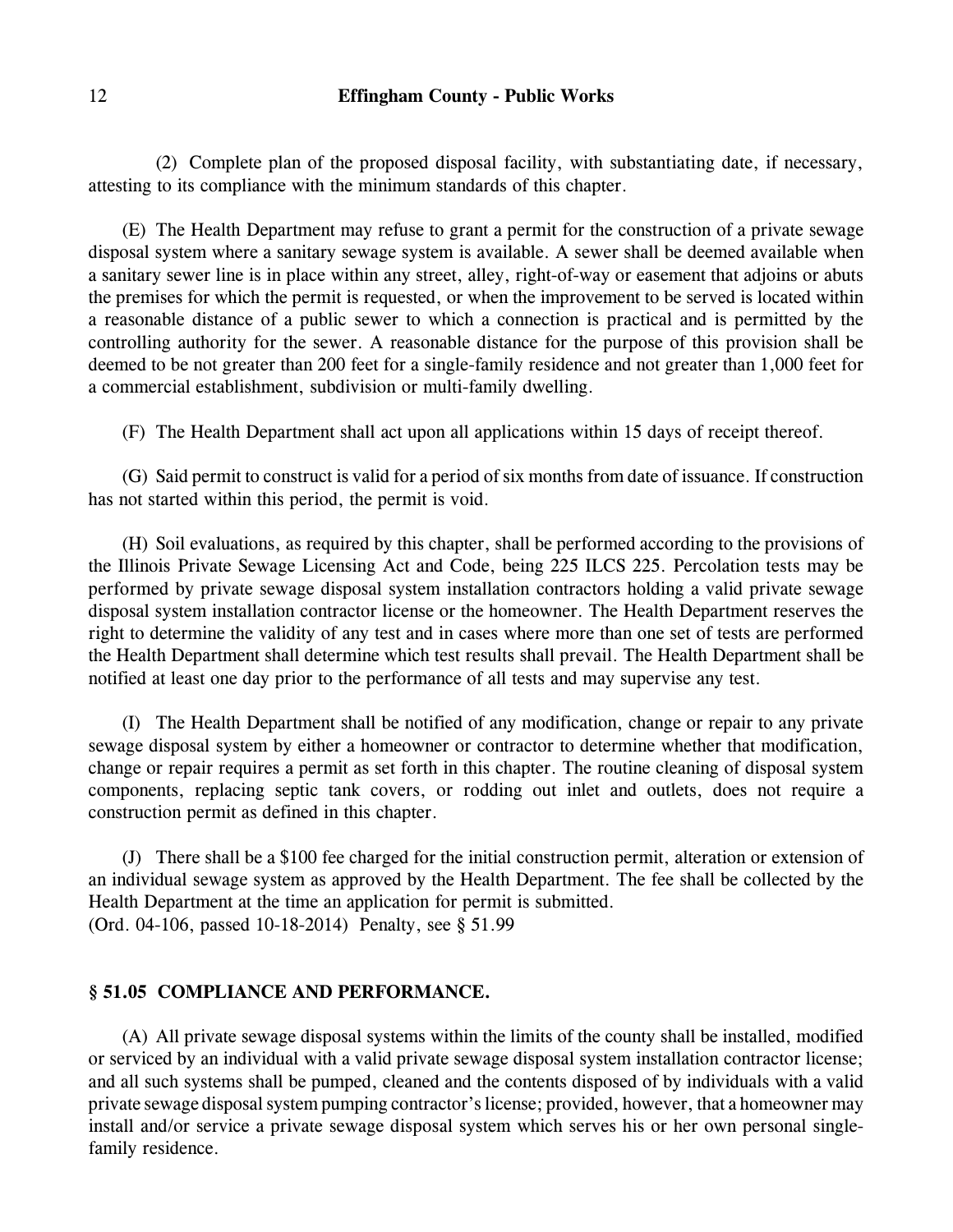(2) Complete plan of the proposed disposal facility, with substantiating date, if necessary, attesting to its compliance with the minimum standards of this chapter.

(E) The Health Department may refuse to grant a permit for the construction of a private sewage disposal system where a sanitary sewage system is available. A sewer shall be deemed available when a sanitary sewer line is in place within any street, alley, right-of-way or easement that adjoins or abuts the premises for which the permit is requested, or when the improvement to be served is located within a reasonable distance of a public sewer to which a connection is practical and is permitted by the controlling authority for the sewer. A reasonable distance for the purpose of this provision shall be deemed to be not greater than 200 feet for a single-family residence and not greater than 1,000 feet for a commercial establishment, subdivision or multi-family dwelling.

(F) The Health Department shall act upon all applications within 15 days of receipt thereof.

(G) Said permit to construct is valid for a period of six months from date of issuance. If construction has not started within this period, the permit is void.

(H) Soil evaluations, as required by this chapter, shall be performed according to the provisions of the Illinois Private Sewage Licensing Act and Code, being 225 ILCS 225. Percolation tests may be performed by private sewage disposal system installation contractors holding a valid private sewage disposal system installation contractor license or the homeowner. The Health Department reserves the right to determine the validity of any test and in cases where more than one set of tests are performed the Health Department shall determine which test results shall prevail. The Health Department shall be notified at least one day prior to the performance of all tests and may supervise any test.

(I) The Health Department shall be notified of any modification, change or repair to any private sewage disposal system by either a homeowner or contractor to determine whether that modification, change or repair requires a permit as set forth in this chapter. The routine cleaning of disposal system components, replacing septic tank covers, or rodding out inlet and outlets, does not require a construction permit as defined in this chapter.

(J) There shall be a $100 fee charged for the initial construction permit, alteration or extension of an individual sewage system as approved by the Health Department. The fee shall be collected by the Health Department at the time an application for permit is submitted.
(Ord. 04-106, passed 10-18-2014) Penalty, see § 51.99

### § 51.05 COMPLIANCE AND PERFORMANCE.

(A) All private sewage disposal systems within the limits of the county shall be installed, modified or serviced by an individual with a valid private sewage disposal system installation contractor license; and all such systems shall be pumped, cleaned and the contents disposed of by individuals with a valid private sewage disposal system pumping contractor's license; provided, however, that a homeowner may install and/or service a private sewage disposal system which serves his or her own personal single-family residence.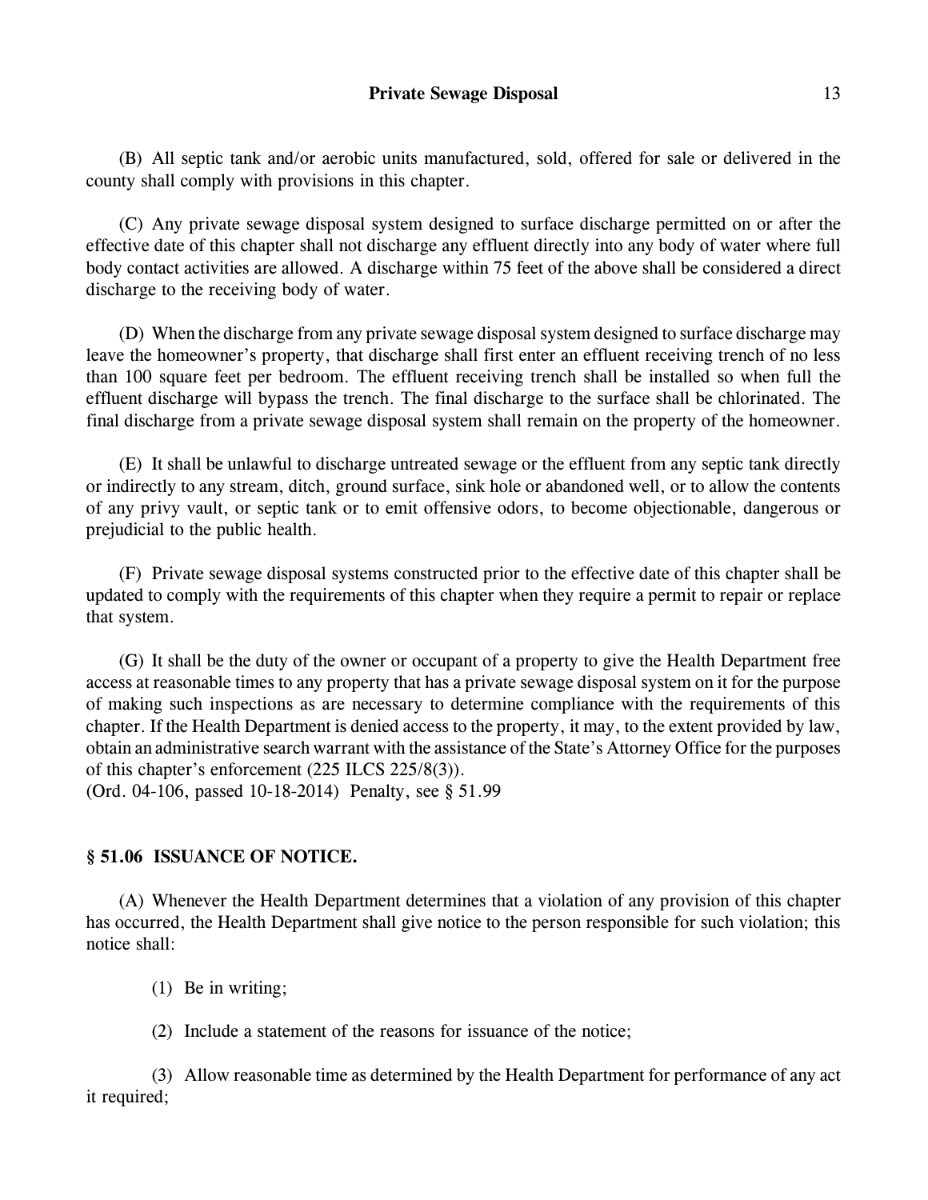(B) All septic tank and/or aerobic units manufactured, sold, offered for sale or delivered in the county shall comply with provisions in this chapter.

(C) Any private sewage disposal system designed to surface discharge permitted on or after the effective date of this chapter shall not discharge any effluent directly into any body of water where full body contact activities are allowed. A discharge within 75 feet of the above shall be considered a direct discharge to the receiving body of water.

(D) When the discharge from any private sewage disposal system designed to surface discharge may leave the homeowner's property, that discharge shall first enter an effluent receiving trench of no less than 100 square feet per bedroom. The effluent receiving trench shall be installed so when full the effluent discharge will bypass the trench. The final discharge to the surface shall be chlorinated. The final discharge from a private sewage disposal system shall remain on the property of the homeowner.

(E) It shall be unlawful to discharge untreated sewage or the effluent from any septic tank directly or indirectly to any stream, ditch, ground surface, sink hole or abandoned well, or to allow the contents of any privy vault, or septic tank or to emit offensive odors, to become objectionable, dangerous or prejudicial to the public health.

(F) Private sewage disposal systems constructed prior to the effective date of this chapter shall be updated to comply with the requirements of this chapter when they require a permit to repair or replace that system.

(G) It shall be the duty of the owner or occupant of a property to give the Health Department free access at reasonable times to any property that has a private sewage disposal system on it for the purpose of making such inspections as are necessary to determine compliance with the requirements of this chapter. If the Health Department is denied access to the property, it may, to the extent provided by law, obtain an administrative search warrant with the assistance of the State's Attorney Office for the purposes of this chapter's enforcement (225 ILCS 225/8(3)).
(Ord. 04-106, passed 10-18-2014) Penalty, see § 51.99

## § 51.06 ISSUANCE OF NOTICE.

(A) Whenever the Health Department determines that a violation of any provision of this chapter has occurred, the Health Department shall give notice to the person responsible for such violation; this notice shall:

(1) Be in writing;

(2) Include a statement of the reasons for issuance of the notice;

(3) Allow reasonable time as determined by the Health Department for performance of any act it required;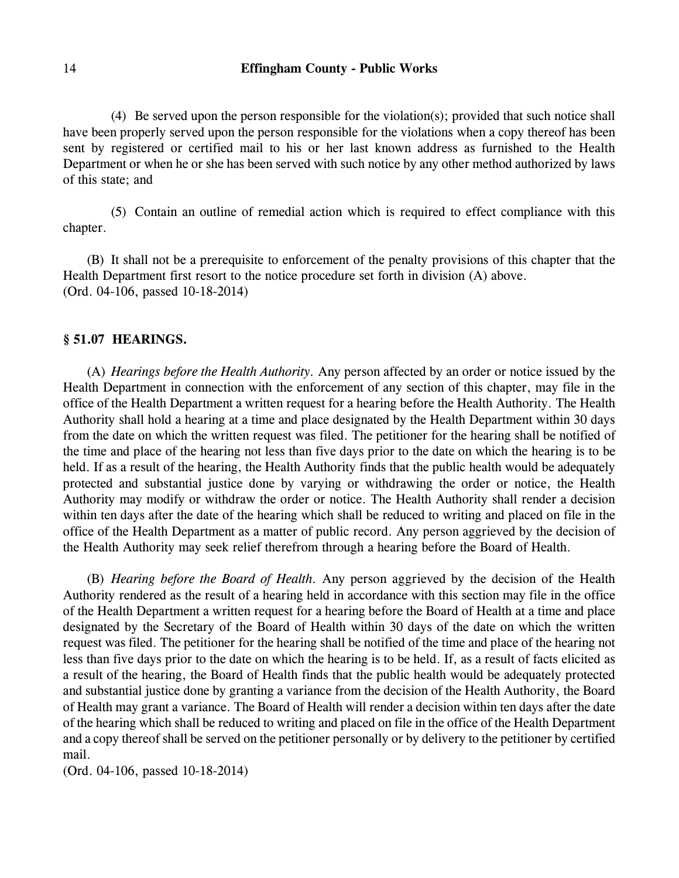(4) Be served upon the person responsible for the violation(s); provided that such notice shall have been properly served upon the person responsible for the violations when a copy thereof has been sent by registered or certified mail to his or her last known address as furnished to the Health Department or when he or she has been served with such notice by any other method authorized by laws of this state; and

(5) Contain an outline of remedial action which is required to effect compliance with this chapter.

(B) It shall not be a prerequisite to enforcement of the penalty provisions of this chapter that the Health Department first resort to the notice procedure set forth in division (A) above.
(Ord. 04-106, passed 10-18-2014)

### § 51.07 HEARINGS.

(A) *Hearings before the Health Authority.* Any person affected by an order or notice issued by the Health Department in connection with the enforcement of any section of this chapter, may file in the office of the Health Department a written request for a hearing before the Health Authority. The Health Authority shall hold a hearing at a time and place designated by the Health Department within 30 days from the date on which the written request was filed. The petitioner for the hearing shall be notified of the time and place of the hearing not less than five days prior to the date on which the hearing is to be held. If as a result of the hearing, the Health Authority finds that the public health would be adequately protected and substantial justice done by varying or withdrawing the order or notice, the Health Authority may modify or withdraw the order or notice. The Health Authority shall render a decision within ten days after the date of the hearing which shall be reduced to writing and placed on file in the office of the Health Department as a matter of public record. Any person aggrieved by the decision of the Health Authority may seek relief therefrom through a hearing before the Board of Health.

(B) *Hearing before the Board of Health.* Any person aggrieved by the decision of the Health Authority rendered as the result of a hearing held in accordance with this section may file in the office of the Health Department a written request for a hearing before the Board of Health at a time and place designated by the Secretary of the Board of Health within 30 days of the date on which the written request was filed. The petitioner for the hearing shall be notified of the time and place of the hearing not less than five days prior to the date on which the hearing is to be held. If, as a result of facts elicited as a result of the hearing, the Board of Health finds that the public health would be adequately protected and substantial justice done by granting a variance from the decision of the Health Authority, the Board of Health may grant a variance. The Board of Health will render a decision within ten days after the date of the hearing which shall be reduced to writing and placed on file in the office of the Health Department and a copy thereof shall be served on the petitioner personally or by delivery to the petitioner by certified mail.
(Ord. 04-106, passed 10-18-2014)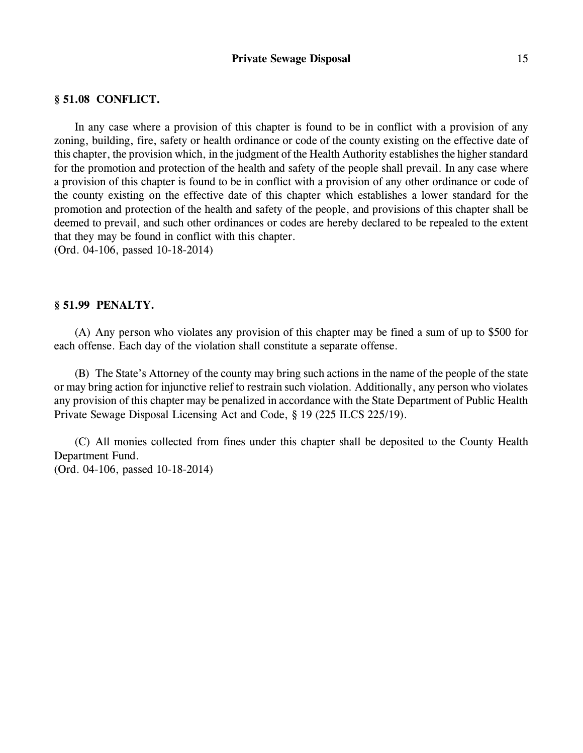## § 51.08 CONFLICT.

In any case where a provision of this chapter is found to be in conflict with a provision of any zoning, building, fire, safety or health ordinance or code of the county existing on the effective date of this chapter, the provision which, in the judgment of the Health Authority establishes the higher standard for the promotion and protection of the health and safety of the people shall prevail. In any case where a provision of this chapter is found to be in conflict with a provision of any other ordinance or code of the county existing on the effective date of this chapter which establishes a lower standard for the promotion and protection of the health and safety of the people, and provisions of this chapter shall be deemed to prevail, and such other ordinances or codes are hereby declared to be repealed to the extent that they may be found in conflict with this chapter.
(Ord. 04-106, passed 10-18-2014)

## § 51.99 PENALTY.

(A) Any person who violates any provision of this chapter may be fined a sum of up to $500 for each offense. Each day of the violation shall constitute a separate offense.

(B) The State's Attorney of the county may bring such actions in the name of the people of the state or may bring action for injunctive relief to restrain such violation. Additionally, any person who violates any provision of this chapter may be penalized in accordance with the State Department of Public Health Private Sewage Disposal Licensing Act and Code, § 19 (225 ILCS 225/19).

(C) All monies collected from fines under this chapter shall be deposited to the County Health Department Fund.
(Ord. 04-106, passed 10-18-2014)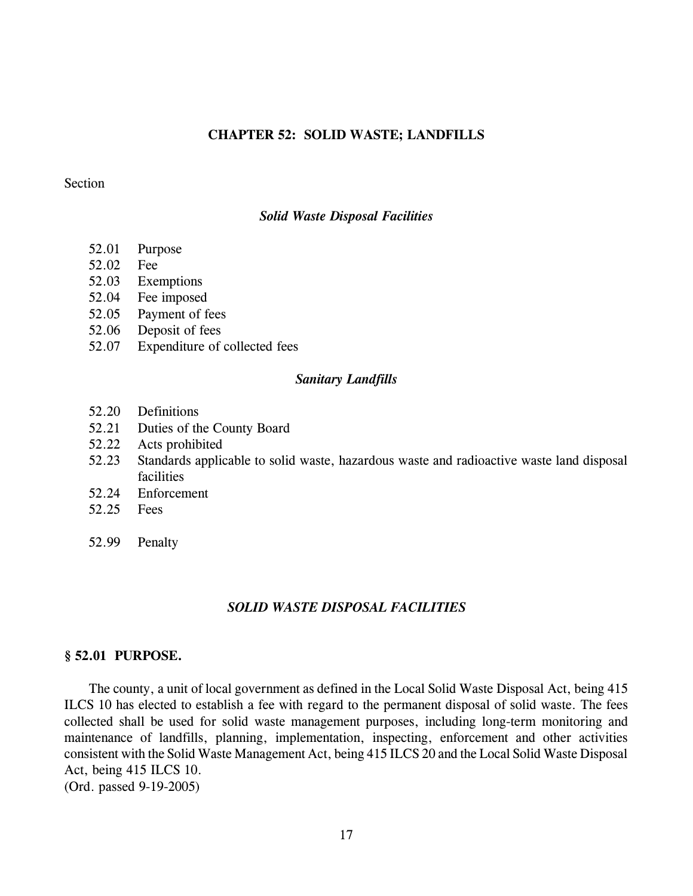## CHAPTER 52: SOLID WASTE; LANDFILLS

Section

*Solid Waste Disposal Facilities*

52.01 Purpose
52.02 Fee
52.03 Exemptions
52.04 Fee imposed
52.05 Payment of fees
52.06 Deposit of fees
52.07 Expenditure of collected fees

*Sanitary Landfills*

52.20 Definitions
52.21 Duties of the County Board
52.22 Acts prohibited
52.23 Standards applicable to solid waste, hazardous waste and radioactive waste land disposal facilities
52.24 Enforcement
52.25 Fees

52.99 Penalty

### *SOLID WASTE DISPOSAL FACILITIES*

### § 52.01 PURPOSE.

The county, a unit of local government as defined in the Local Solid Waste Disposal Act, being 415 ILCS 10 has elected to establish a fee with regard to the permanent disposal of solid waste. The fees collected shall be used for solid waste management purposes, including long-term monitoring and maintenance of landfills, planning, implementation, inspecting, enforcement and other activities consistent with the Solid Waste Management Act, being 415 ILCS 20 and the Local Solid Waste Disposal Act, being 415 ILCS 10.
(Ord. passed 9-19-2005)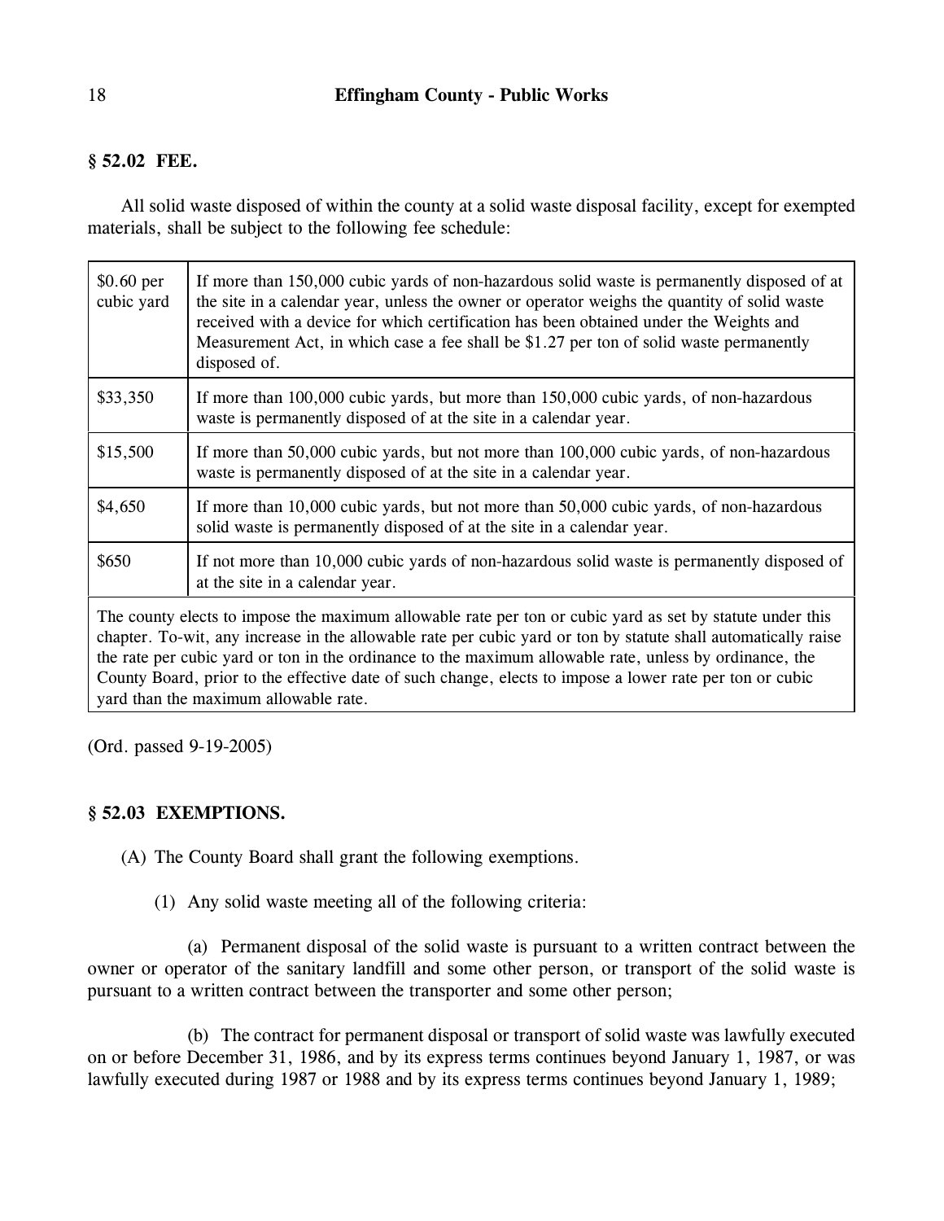## § 52.02 FEE.

All solid waste disposed of within the county at a solid waste disposal facility, except for exempted materials, shall be subject to the following fee schedule:

| | |
|---|---|
| $0.60 per cubic yard | If more than 150,000 cubic yards of non-hazardous solid waste is permanently disposed of at the site in a calendar year, unless the owner or operator weighs the quantity of solid waste received with a device for which certification has been obtained under the Weights and Measurement Act, in which case a fee shall be $1.27 per ton of solid waste permanently disposed of. |
| $33,350 | If more than 100,000 cubic yards, but more than 150,000 cubic yards, of non-hazardous waste is permanently disposed of at the site in a calendar year. |
| $15,500 | If more than 50,000 cubic yards, but not more than 100,000 cubic yards, of non-hazardous waste is permanently disposed of at the site in a calendar year. |
| $4,650 | If more than 10,000 cubic yards, but not more than 50,000 cubic yards, of non-hazardous solid waste is permanently disposed of at the site in a calendar year. |
| $650 | If not more than 10,000 cubic yards of non-hazardous solid waste is permanently disposed of at the site in a calendar year. |
| The county elects to impose the maximum allowable rate per ton or cubic yard as set by statute under this chapter. To-wit, any increase in the allowable rate per cubic yard or ton by statute shall automatically raise the rate per cubic yard or ton in the ordinance to the maximum allowable rate, unless by ordinance, the County Board, prior to the effective date of such change, elects to impose a lower rate per ton or cubic yard than the maximum allowable rate. | |

(Ord. passed 9-19-2005)

## § 52.03 EXEMPTIONS.

(A) The County Board shall grant the following exemptions.

(1) Any solid waste meeting all of the following criteria:

(a) Permanent disposal of the solid waste is pursuant to a written contract between the owner or operator of the sanitary landfill and some other person, or transport of the solid waste is pursuant to a written contract between the transporter and some other person;

(b) The contract for permanent disposal or transport of solid waste was lawfully executed on or before December 31, 1986, and by its express terms continues beyond January 1, 1987, or was lawfully executed during 1987 or 1988 and by its express terms continues beyond January 1, 1989;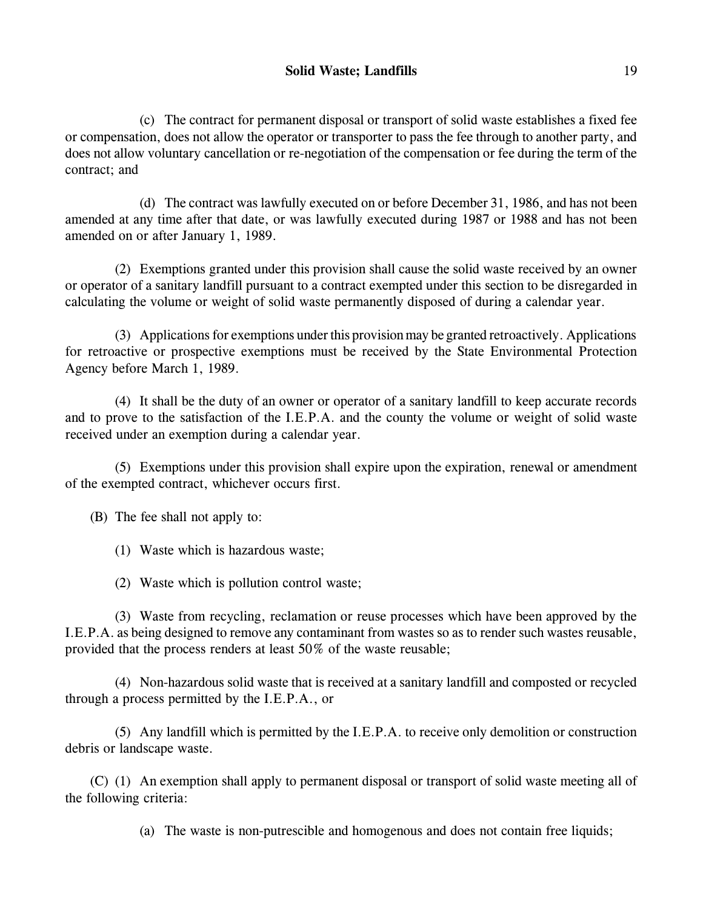(c) The contract for permanent disposal or transport of solid waste establishes a fixed fee or compensation, does not allow the operator or transporter to pass the fee through to another party, and does not allow voluntary cancellation or re-negotiation of the compensation or fee during the term of the contract; and

(d) The contract was lawfully executed on or before December 31, 1986, and has not been amended at any time after that date, or was lawfully executed during 1987 or 1988 and has not been amended on or after January 1, 1989.

(2) Exemptions granted under this provision shall cause the solid waste received by an owner or operator of a sanitary landfill pursuant to a contract exempted under this section to be disregarded in calculating the volume or weight of solid waste permanently disposed of during a calendar year.

(3) Applications for exemptions under this provision may be granted retroactively. Applications for retroactive or prospective exemptions must be received by the State Environmental Protection Agency before March 1, 1989.

(4) It shall be the duty of an owner or operator of a sanitary landfill to keep accurate records and to prove to the satisfaction of the I.E.P.A. and the county the volume or weight of solid waste received under an exemption during a calendar year.

(5) Exemptions under this provision shall expire upon the expiration, renewal or amendment of the exempted contract, whichever occurs first.

(B) The fee shall not apply to:

(1) Waste which is hazardous waste;

(2) Waste which is pollution control waste;

(3) Waste from recycling, reclamation or reuse processes which have been approved by the I.E.P.A. as being designed to remove any contaminant from wastes so as to render such wastes reusable, provided that the process renders at least 50% of the waste reusable;

(4) Non-hazardous solid waste that is received at a sanitary landfill and composted or recycled through a process permitted by the I.E.P.A., or

(5) Any landfill which is permitted by the I.E.P.A. to receive only demolition or construction debris or landscape waste.

(C) (1) An exemption shall apply to permanent disposal or transport of solid waste meeting all of the following criteria:

(a) The waste is non-putrescible and homogenous and does not contain free liquids;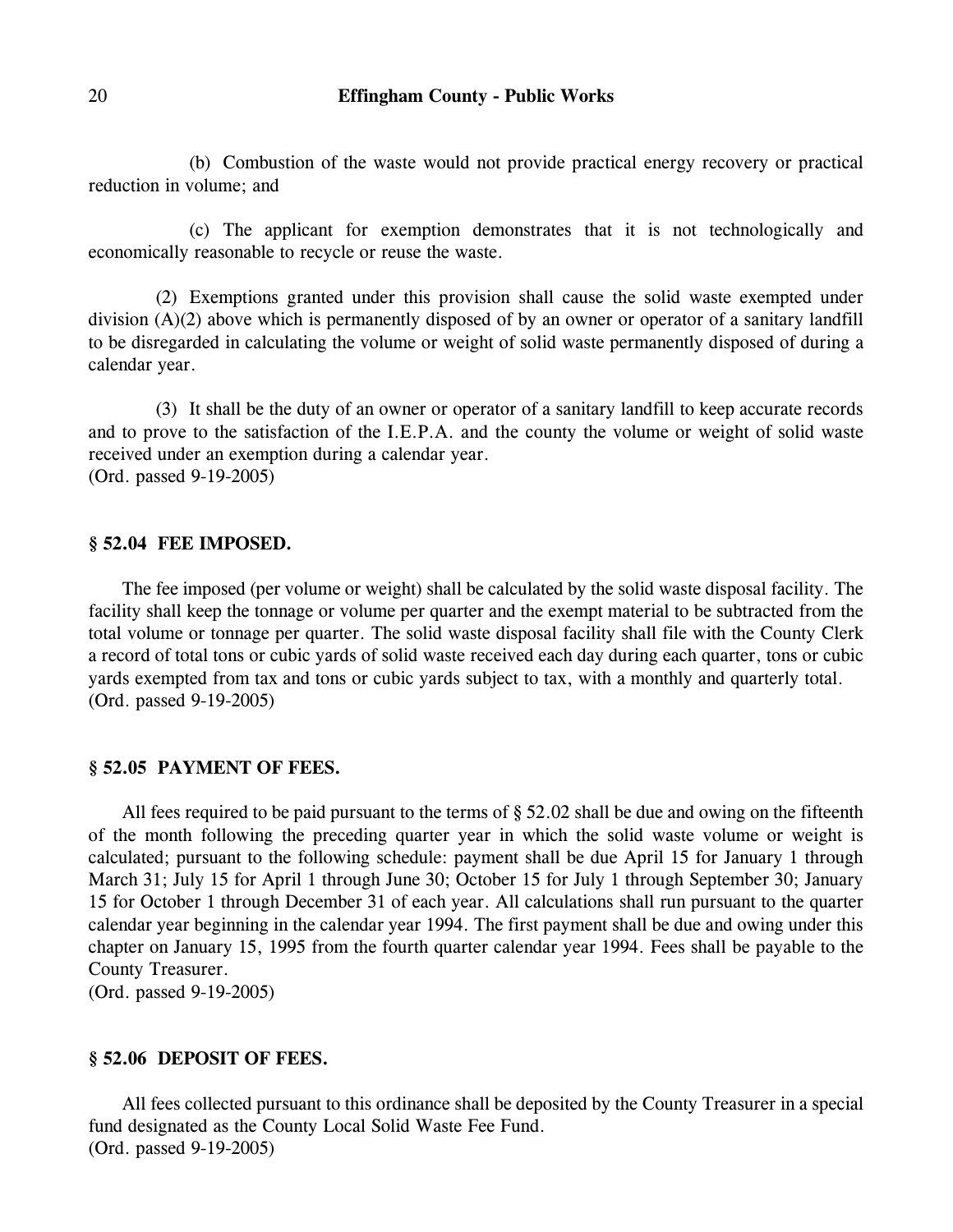(b) Combustion of the waste would not provide practical energy recovery or practical reduction in volume; and

(c) The applicant for exemption demonstrates that it is not technologically and economically reasonable to recycle or reuse the waste.

(2) Exemptions granted under this provision shall cause the solid waste exempted under division (A)(2) above which is permanently disposed of by an owner or operator of a sanitary landfill to be disregarded in calculating the volume or weight of solid waste permanently disposed of during a calendar year.

(3) It shall be the duty of an owner or operator of a sanitary landfill to keep accurate records and to prove to the satisfaction of the I.E.P.A. and the county the volume or weight of solid waste received under an exemption during a calendar year.
(Ord. passed 9-19-2005)

### § 52.04 FEE IMPOSED.

The fee imposed (per volume or weight) shall be calculated by the solid waste disposal facility. The facility shall keep the tonnage or volume per quarter and the exempt material to be subtracted from the total volume or tonnage per quarter. The solid waste disposal facility shall file with the County Clerk a record of total tons or cubic yards of solid waste received each day during each quarter, tons or cubic yards exempted from tax and tons or cubic yards subject to tax, with a monthly and quarterly total.
(Ord. passed 9-19-2005)

### § 52.05 PAYMENT OF FEES.

All fees required to be paid pursuant to the terms of § 52.02 shall be due and owing on the fifteenth of the month following the preceding quarter year in which the solid waste volume or weight is calculated; pursuant to the following schedule: payment shall be due April 15 for January 1 through March 31; July 15 for April 1 through June 30; October 15 for July 1 through September 30; January 15 for October 1 through December 31 of each year. All calculations shall run pursuant to the quarter calendar year beginning in the calendar year 1994. The first payment shall be due and owing under this chapter on January 15, 1995 from the fourth quarter calendar year 1994. Fees shall be payable to the County Treasurer.
(Ord. passed 9-19-2005)

### § 52.06 DEPOSIT OF FEES.

All fees collected pursuant to this ordinance shall be deposited by the County Treasurer in a special fund designated as the County Local Solid Waste Fee Fund.
(Ord. passed 9-19-2005)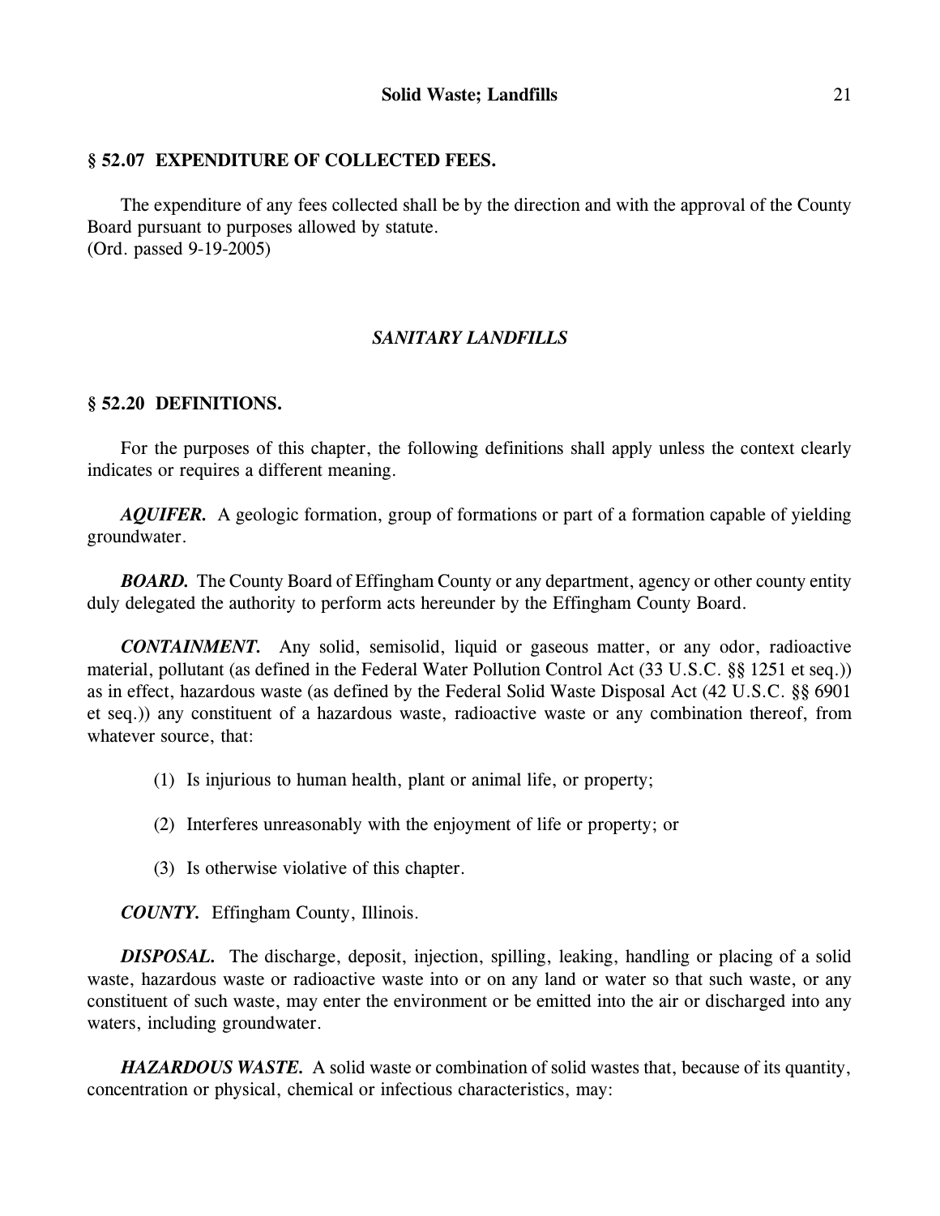### § 52.07 EXPENDITURE OF COLLECTED FEES.

The expenditure of any fees collected shall be by the direction and with the approval of the County Board pursuant to purposes allowed by statute.
(Ord. passed 9-19-2005)

## *SANITARY LANDFILLS*

### § 52.20 DEFINITIONS.

For the purposes of this chapter, the following definitions shall apply unless the context clearly indicates or requires a different meaning.

***AQUIFER.*** A geologic formation, group of formations or part of a formation capable of yielding groundwater.

***BOARD.*** The County Board of Effingham County or any department, agency or other county entity duly delegated the authority to perform acts hereunder by the Effingham County Board.

***CONTAINMENT.*** Any solid, semisolid, liquid or gaseous matter, or any odor, radioactive material, pollutant (as defined in the Federal Water Pollution Control Act (33 U.S.C. §§ 1251 et seq.)) as in effect, hazardous waste (as defined by the Federal Solid Waste Disposal Act (42 U.S.C. §§ 6901 et seq.)) any constituent of a hazardous waste, radioactive waste or any combination thereof, from whatever source, that:

(1) Is injurious to human health, plant or animal life, or property;

(2) Interferes unreasonably with the enjoyment of life or property; or

(3) Is otherwise violative of this chapter.

***COUNTY.*** Effingham County, Illinois.

***DISPOSAL.*** The discharge, deposit, injection, spilling, leaking, handling or placing of a solid waste, hazardous waste or radioactive waste into or on any land or water so that such waste, or any constituent of such waste, may enter the environment or be emitted into the air or discharged into any waters, including groundwater.

***HAZARDOUS WASTE.*** A solid waste or combination of solid wastes that, because of its quantity, concentration or physical, chemical or infectious characteristics, may: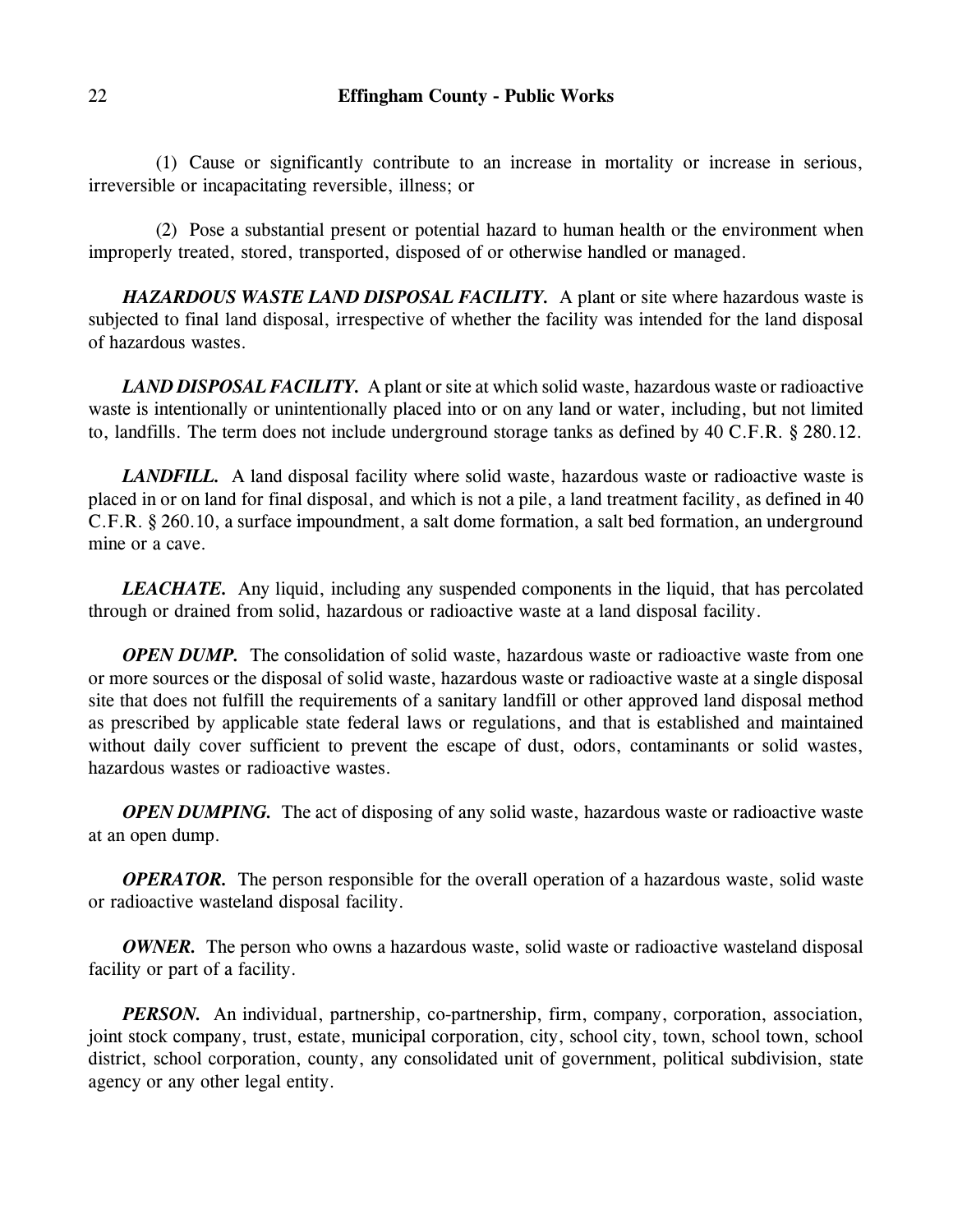(1) Cause or significantly contribute to an increase in mortality or increase in serious, irreversible or incapacitating reversible, illness; or

(2) Pose a substantial present or potential hazard to human health or the environment when improperly treated, stored, transported, disposed of or otherwise handled or managed.

***HAZARDOUS WASTE LAND DISPOSAL FACILITY.*** A plant or site where hazardous waste is subjected to final land disposal, irrespective of whether the facility was intended for the land disposal of hazardous wastes.

***LAND DISPOSAL FACILITY.*** A plant or site at which solid waste, hazardous waste or radioactive waste is intentionally or unintentionally placed into or on any land or water, including, but not limited to, landfills. The term does not include underground storage tanks as defined by 40 C.F.R. § 280.12.

***LANDFILL.*** A land disposal facility where solid waste, hazardous waste or radioactive waste is placed in or on land for final disposal, and which is not a pile, a land treatment facility, as defined in 40 C.F.R. § 260.10, a surface impoundment, a salt dome formation, a salt bed formation, an underground mine or a cave.

***LEACHATE.*** Any liquid, including any suspended components in the liquid, that has percolated through or drained from solid, hazardous or radioactive waste at a land disposal facility.

***OPEN DUMP.*** The consolidation of solid waste, hazardous waste or radioactive waste from one or more sources or the disposal of solid waste, hazardous waste or radioactive waste at a single disposal site that does not fulfill the requirements of a sanitary landfill or other approved land disposal method as prescribed by applicable state federal laws or regulations, and that is established and maintained without daily cover sufficient to prevent the escape of dust, odors, contaminants or solid wastes, hazardous wastes or radioactive wastes.

***OPEN DUMPING.*** The act of disposing of any solid waste, hazardous waste or radioactive waste at an open dump.

***OPERATOR.*** The person responsible for the overall operation of a hazardous waste, solid waste or radioactive wasteland disposal facility.

***OWNER.*** The person who owns a hazardous waste, solid waste or radioactive wasteland disposal facility or part of a facility.

***PERSON.*** An individual, partnership, co-partnership, firm, company, corporation, association, joint stock company, trust, estate, municipal corporation, city, school city, town, school town, school district, school corporation, county, any consolidated unit of government, political subdivision, state agency or any other legal entity.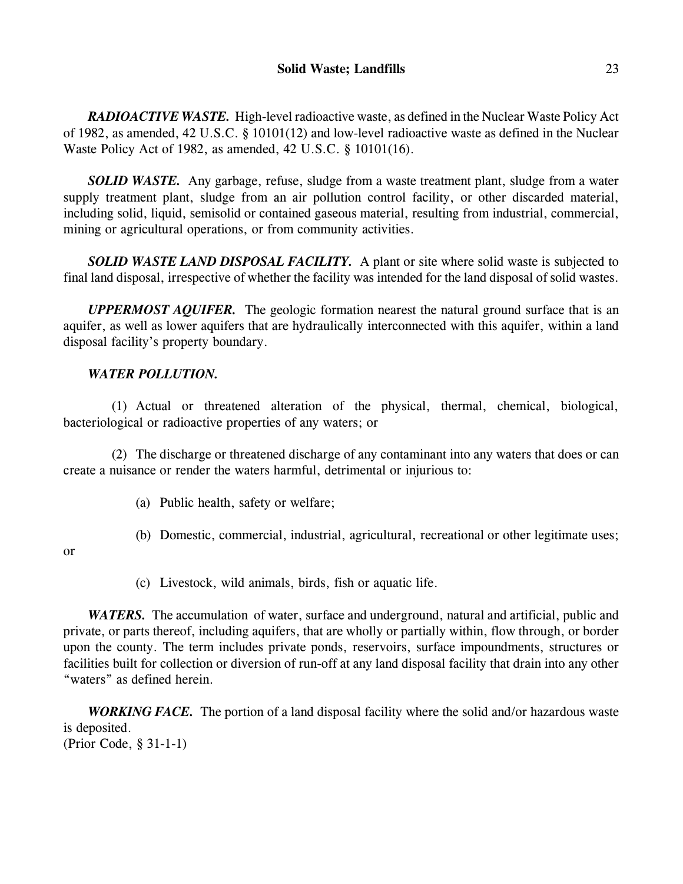***RADIOACTIVE WASTE.*** High-level radioactive waste, as defined in the Nuclear Waste Policy Act of 1982, as amended, 42 U.S.C. § 10101(12) and low-level radioactive waste as defined in the Nuclear Waste Policy Act of 1982, as amended, 42 U.S.C. § 10101(16).

***SOLID WASTE.*** Any garbage, refuse, sludge from a waste treatment plant, sludge from a water supply treatment plant, sludge from an air pollution control facility, or other discarded material, including solid, liquid, semisolid or contained gaseous material, resulting from industrial, commercial, mining or agricultural operations, or from community activities.

***SOLID WASTE LAND DISPOSAL FACILITY.*** A plant or site where solid waste is subjected to final land disposal, irrespective of whether the facility was intended for the land disposal of solid wastes.

***UPPERMOST AQUIFER.*** The geologic formation nearest the natural ground surface that is an aquifer, as well as lower aquifers that are hydraulically interconnected with this aquifer, within a land disposal facility's property boundary.

***WATER POLLUTION.***

(1) Actual or threatened alteration of the physical, thermal, chemical, biological, bacteriological or radioactive properties of any waters; or

(2) The discharge or threatened discharge of any contaminant into any waters that does or can create a nuisance or render the waters harmful, detrimental or injurious to:

(a) Public health, safety or welfare;

(b) Domestic, commercial, industrial, agricultural, recreational or other legitimate uses; or

(c) Livestock, wild animals, birds, fish or aquatic life.

***WATERS.*** The accumulation of water, surface and underground, natural and artificial, public and private, or parts thereof, including aquifers, that are wholly or partially within, flow through, or border upon the county. The term includes private ponds, reservoirs, surface impoundments, structures or facilities built for collection or diversion of run-off at any land disposal facility that drain into any other "waters" as defined herein.

***WORKING FACE.*** The portion of a land disposal facility where the solid and/or hazardous waste is deposited.
(Prior Code, § 31-1-1)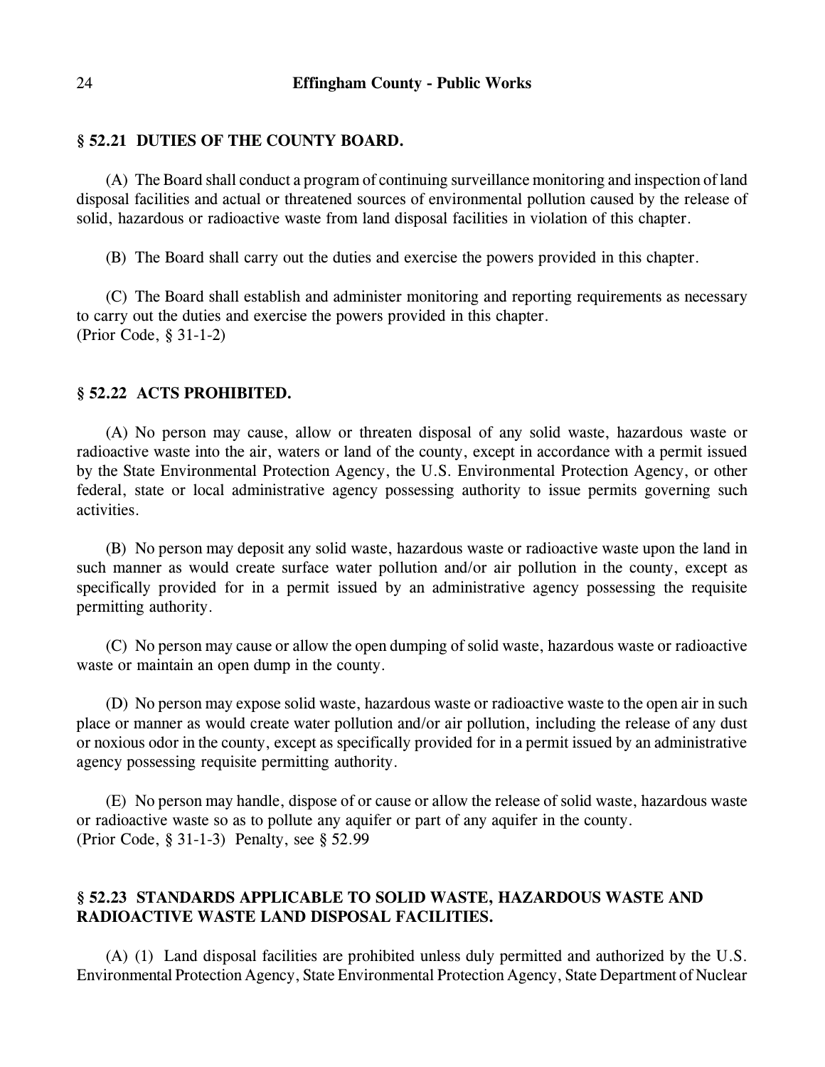### § 52.21 DUTIES OF THE COUNTY BOARD.

(A) The Board shall conduct a program of continuing surveillance monitoring and inspection of land disposal facilities and actual or threatened sources of environmental pollution caused by the release of solid, hazardous or radioactive waste from land disposal facilities in violation of this chapter.

(B) The Board shall carry out the duties and exercise the powers provided in this chapter.

(C) The Board shall establish and administer monitoring and reporting requirements as necessary to carry out the duties and exercise the powers provided in this chapter.
(Prior Code, § 31-1-2)

### § 52.22 ACTS PROHIBITED.

(A) No person may cause, allow or threaten disposal of any solid waste, hazardous waste or radioactive waste into the air, waters or land of the county, except in accordance with a permit issued by the State Environmental Protection Agency, the U.S. Environmental Protection Agency, or other federal, state or local administrative agency possessing authority to issue permits governing such activities.

(B) No person may deposit any solid waste, hazardous waste or radioactive waste upon the land in such manner as would create surface water pollution and/or air pollution in the county, except as specifically provided for in a permit issued by an administrative agency possessing the requisite permitting authority.

(C) No person may cause or allow the open dumping of solid waste, hazardous waste or radioactive waste or maintain an open dump in the county.

(D) No person may expose solid waste, hazardous waste or radioactive waste to the open air in such place or manner as would create water pollution and/or air pollution, including the release of any dust or noxious odor in the county, except as specifically provided for in a permit issued by an administrative agency possessing requisite permitting authority.

(E) No person may handle, dispose of or cause or allow the release of solid waste, hazardous waste or radioactive waste so as to pollute any aquifer or part of any aquifer in the county.
(Prior Code, § 31-1-3) Penalty, see § 52.99

### § 52.23 STANDARDS APPLICABLE TO SOLID WASTE, HAZARDOUS WASTE AND RADIOACTIVE WASTE LAND DISPOSAL FACILITIES.

(A) (1) Land disposal facilities are prohibited unless duly permitted and authorized by the U.S. Environmental Protection Agency, State Environmental Protection Agency, State Department of Nuclear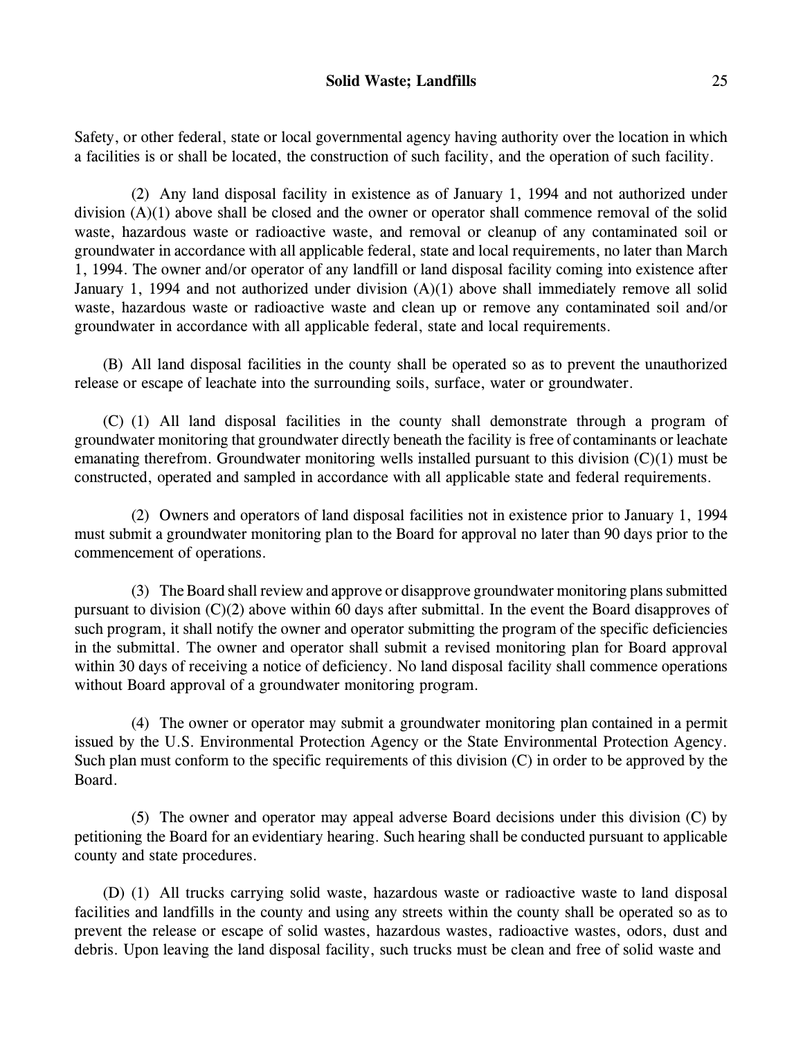Safety, or other federal, state or local governmental agency having authority over the location in which a facilities is or shall be located, the construction of such facility, and the operation of such facility.

(2) Any land disposal facility in existence as of January 1, 1994 and not authorized under division (A)(1) above shall be closed and the owner or operator shall commence removal of the solid waste, hazardous waste or radioactive waste, and removal or cleanup of any contaminated soil or groundwater in accordance with all applicable federal, state and local requirements, no later than March 1, 1994. The owner and/or operator of any landfill or land disposal facility coming into existence after January 1, 1994 and not authorized under division (A)(1) above shall immediately remove all solid waste, hazardous waste or radioactive waste and clean up or remove any contaminated soil and/or groundwater in accordance with all applicable federal, state and local requirements.

(B) All land disposal facilities in the county shall be operated so as to prevent the unauthorized release or escape of leachate into the surrounding soils, surface, water or groundwater.

(C) (1) All land disposal facilities in the county shall demonstrate through a program of groundwater monitoring that groundwater directly beneath the facility is free of contaminants or leachate emanating therefrom. Groundwater monitoring wells installed pursuant to this division (C)(1) must be constructed, operated and sampled in accordance with all applicable state and federal requirements.

(2) Owners and operators of land disposal facilities not in existence prior to January 1, 1994 must submit a groundwater monitoring plan to the Board for approval no later than 90 days prior to the commencement of operations.

(3) The Board shall review and approve or disapprove groundwater monitoring plans submitted pursuant to division (C)(2) above within 60 days after submittal. In the event the Board disapproves of such program, it shall notify the owner and operator submitting the program of the specific deficiencies in the submittal. The owner and operator shall submit a revised monitoring plan for Board approval within 30 days of receiving a notice of deficiency. No land disposal facility shall commence operations without Board approval of a groundwater monitoring program.

(4) The owner or operator may submit a groundwater monitoring plan contained in a permit issued by the U.S. Environmental Protection Agency or the State Environmental Protection Agency. Such plan must conform to the specific requirements of this division (C) in order to be approved by the Board.

(5) The owner and operator may appeal adverse Board decisions under this division (C) by petitioning the Board for an evidentiary hearing. Such hearing shall be conducted pursuant to applicable county and state procedures.

(D) (1) All trucks carrying solid waste, hazardous waste or radioactive waste to land disposal facilities and landfills in the county and using any streets within the county shall be operated so as to prevent the release or escape of solid wastes, hazardous wastes, radioactive wastes, odors, dust and debris. Upon leaving the land disposal facility, such trucks must be clean and free of solid waste and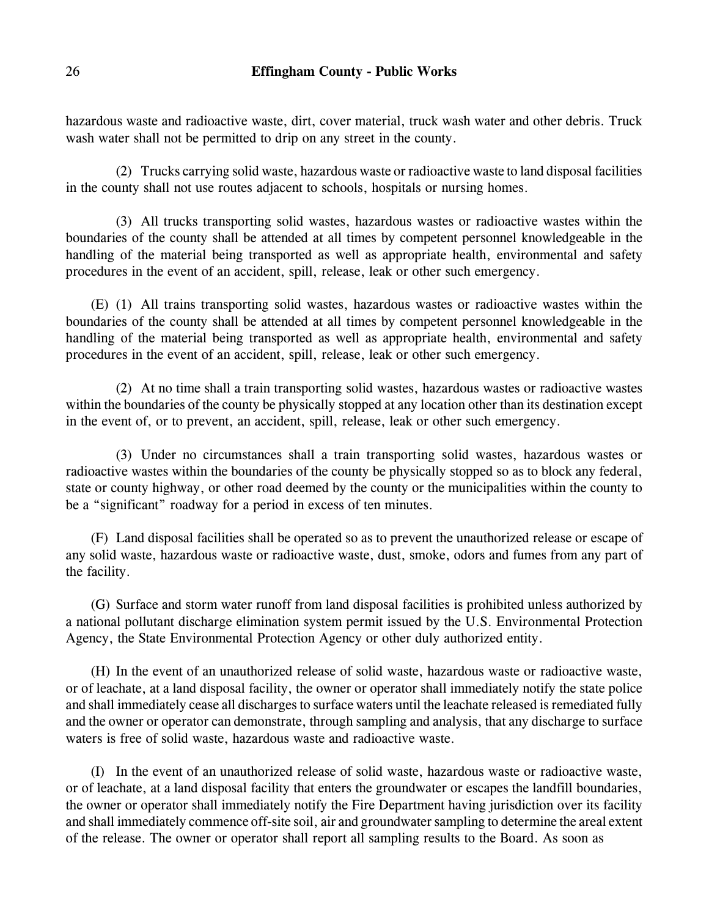hazardous waste and radioactive waste, dirt, cover material, truck wash water and other debris. Truck wash water shall not be permitted to drip on any street in the county.

(2) Trucks carrying solid waste, hazardous waste or radioactive waste to land disposal facilities in the county shall not use routes adjacent to schools, hospitals or nursing homes.

(3) All trucks transporting solid wastes, hazardous wastes or radioactive wastes within the boundaries of the county shall be attended at all times by competent personnel knowledgeable in the handling of the material being transported as well as appropriate health, environmental and safety procedures in the event of an accident, spill, release, leak or other such emergency.

(E) (1) All trains transporting solid wastes, hazardous wastes or radioactive wastes within the boundaries of the county shall be attended at all times by competent personnel knowledgeable in the handling of the material being transported as well as appropriate health, environmental and safety procedures in the event of an accident, spill, release, leak or other such emergency.

(2) At no time shall a train transporting solid wastes, hazardous wastes or radioactive wastes within the boundaries of the county be physically stopped at any location other than its destination except in the event of, or to prevent, an accident, spill, release, leak or other such emergency.

(3) Under no circumstances shall a train transporting solid wastes, hazardous wastes or radioactive wastes within the boundaries of the county be physically stopped so as to block any federal, state or county highway, or other road deemed by the county or the municipalities within the county to be a "significant" roadway for a period in excess of ten minutes.

(F) Land disposal facilities shall be operated so as to prevent the unauthorized release or escape of any solid waste, hazardous waste or radioactive waste, dust, smoke, odors and fumes from any part of the facility.

(G) Surface and storm water runoff from land disposal facilities is prohibited unless authorized by a national pollutant discharge elimination system permit issued by the U.S. Environmental Protection Agency, the State Environmental Protection Agency or other duly authorized entity.

(H) In the event of an unauthorized release of solid waste, hazardous waste or radioactive waste, or of leachate, at a land disposal facility, the owner or operator shall immediately notify the state police and shall immediately cease all discharges to surface waters until the leachate released is remediated fully and the owner or operator can demonstrate, through sampling and analysis, that any discharge to surface waters is free of solid waste, hazardous waste and radioactive waste.

(I) In the event of an unauthorized release of solid waste, hazardous waste or radioactive waste, or of leachate, at a land disposal facility that enters the groundwater or escapes the landfill boundaries, the owner or operator shall immediately notify the Fire Department having jurisdiction over its facility and shall immediately commence off-site soil, air and groundwater sampling to determine the areal extent of the release. The owner or operator shall report all sampling results to the Board. As soon as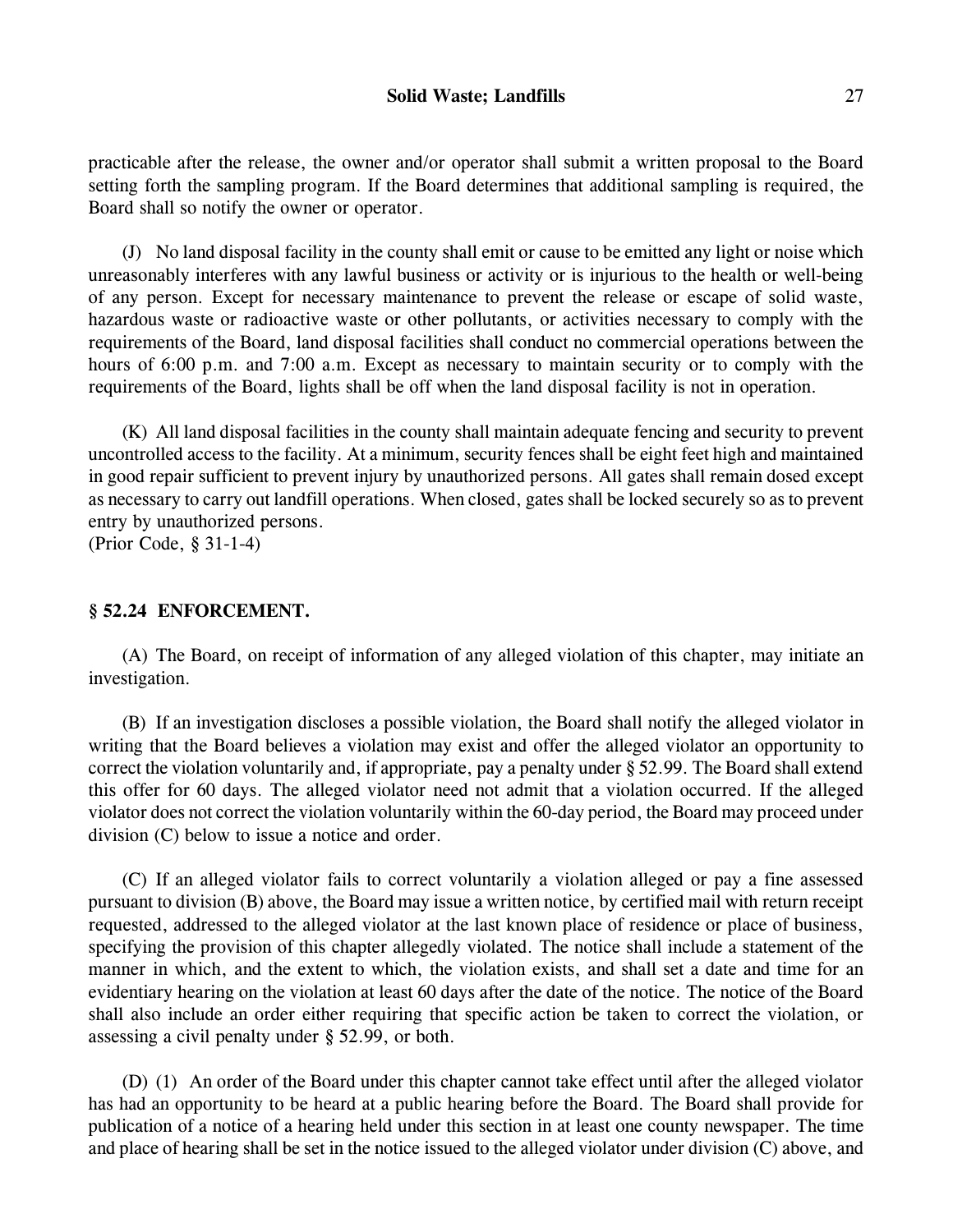practicable after the release, the owner and/or operator shall submit a written proposal to the Board setting forth the sampling program. If the Board determines that additional sampling is required, the Board shall so notify the owner or operator.

(J) No land disposal facility in the county shall emit or cause to be emitted any light or noise which unreasonably interferes with any lawful business or activity or is injurious to the health or well-being of any person. Except for necessary maintenance to prevent the release or escape of solid waste, hazardous waste or radioactive waste or other pollutants, or activities necessary to comply with the requirements of the Board, land disposal facilities shall conduct no commercial operations between the hours of 6:00 p.m. and 7:00 a.m. Except as necessary to maintain security or to comply with the requirements of the Board, lights shall be off when the land disposal facility is not in operation.

(K) All land disposal facilities in the county shall maintain adequate fencing and security to prevent uncontrolled access to the facility. At a minimum, security fences shall be eight feet high and maintained in good repair sufficient to prevent injury by unauthorized persons. All gates shall remain dosed except as necessary to carry out landfill operations. When closed, gates shall be locked securely so as to prevent entry by unauthorized persons.
(Prior Code, § 31-1-4)

### § 52.24 ENFORCEMENT.

(A) The Board, on receipt of information of any alleged violation of this chapter, may initiate an investigation.

(B) If an investigation discloses a possible violation, the Board shall notify the alleged violator in writing that the Board believes a violation may exist and offer the alleged violator an opportunity to correct the violation voluntarily and, if appropriate, pay a penalty under § 52.99. The Board shall extend this offer for 60 days. The alleged violator need not admit that a violation occurred. If the alleged violator does not correct the violation voluntarily within the 60-day period, the Board may proceed under division (C) below to issue a notice and order.

(C) If an alleged violator fails to correct voluntarily a violation alleged or pay a fine assessed pursuant to division (B) above, the Board may issue a written notice, by certified mail with return receipt requested, addressed to the alleged violator at the last known place of residence or place of business, specifying the provision of this chapter allegedly violated. The notice shall include a statement of the manner in which, and the extent to which, the violation exists, and shall set a date and time for an evidentiary hearing on the violation at least 60 days after the date of the notice. The notice of the Board shall also include an order either requiring that specific action be taken to correct the violation, or assessing a civil penalty under § 52.99, or both.

(D) (1) An order of the Board under this chapter cannot take effect until after the alleged violator has had an opportunity to be heard at a public hearing before the Board. The Board shall provide for publication of a notice of a hearing held under this section in at least one county newspaper. The time and place of hearing shall be set in the notice issued to the alleged violator under division (C) above, and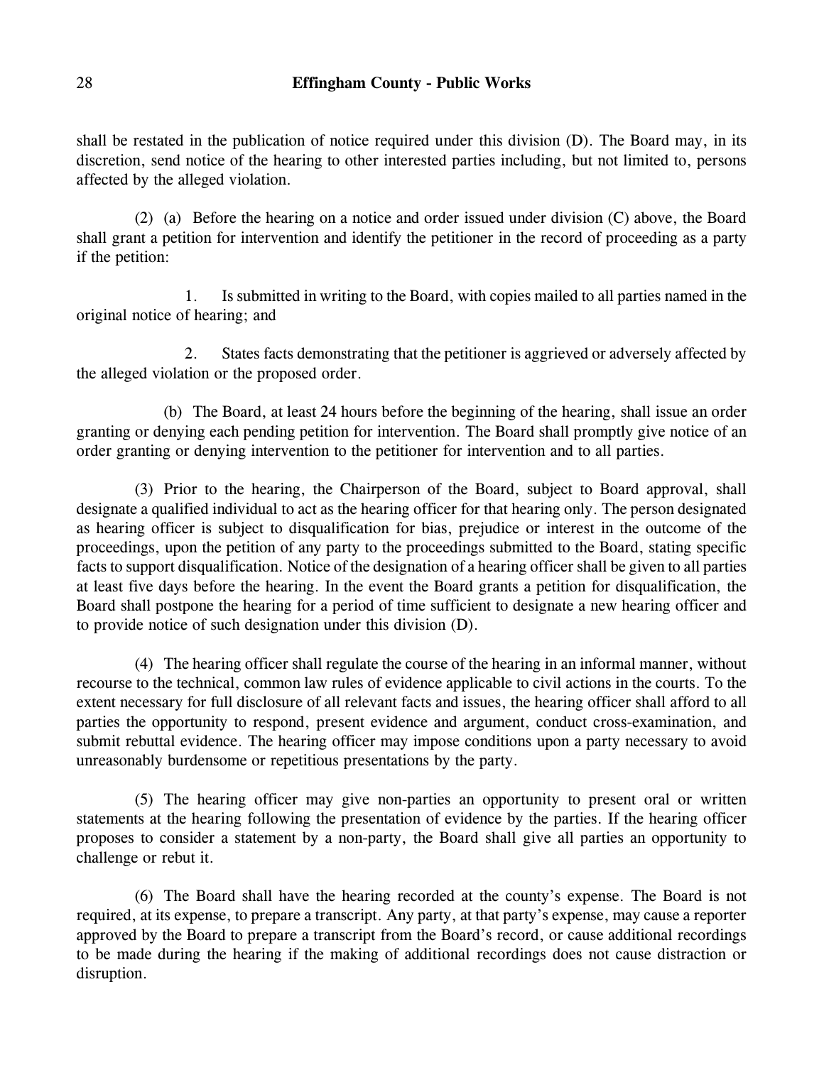shall be restated in the publication of notice required under this division (D). The Board may, in its discretion, send notice of the hearing to other interested parties including, but not limited to, persons affected by the alleged violation.

(2) (a) Before the hearing on a notice and order issued under division (C) above, the Board shall grant a petition for intervention and identify the petitioner in the record of proceeding as a party if the petition:

1. Is submitted in writing to the Board, with copies mailed to all parties named in the original notice of hearing; and

2. States facts demonstrating that the petitioner is aggrieved or adversely affected by the alleged violation or the proposed order.

(b) The Board, at least 24 hours before the beginning of the hearing, shall issue an order granting or denying each pending petition for intervention. The Board shall promptly give notice of an order granting or denying intervention to the petitioner for intervention and to all parties.

(3) Prior to the hearing, the Chairperson of the Board, subject to Board approval, shall designate a qualified individual to act as the hearing officer for that hearing only. The person designated as hearing officer is subject to disqualification for bias, prejudice or interest in the outcome of the proceedings, upon the petition of any party to the proceedings submitted to the Board, stating specific facts to support disqualification. Notice of the designation of a hearing officer shall be given to all parties at least five days before the hearing. In the event the Board grants a petition for disqualification, the Board shall postpone the hearing for a period of time sufficient to designate a new hearing officer and to provide notice of such designation under this division (D).

(4) The hearing officer shall regulate the course of the hearing in an informal manner, without recourse to the technical, common law rules of evidence applicable to civil actions in the courts. To the extent necessary for full disclosure of all relevant facts and issues, the hearing officer shall afford to all parties the opportunity to respond, present evidence and argument, conduct cross-examination, and submit rebuttal evidence. The hearing officer may impose conditions upon a party necessary to avoid unreasonably burdensome or repetitious presentations by the party.

(5) The hearing officer may give non-parties an opportunity to present oral or written statements at the hearing following the presentation of evidence by the parties. If the hearing officer proposes to consider a statement by a non-party, the Board shall give all parties an opportunity to challenge or rebut it.

(6) The Board shall have the hearing recorded at the county's expense. The Board is not required, at its expense, to prepare a transcript. Any party, at that party's expense, may cause a reporter approved by the Board to prepare a transcript from the Board's record, or cause additional recordings to be made during the hearing if the making of additional recordings does not cause distraction or disruption.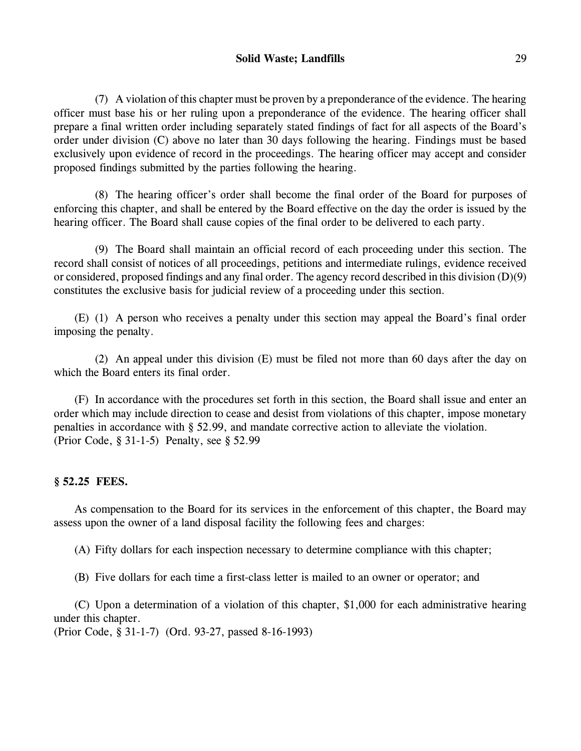(7) A violation of this chapter must be proven by a preponderance of the evidence. The hearing officer must base his or her ruling upon a preponderance of the evidence. The hearing officer shall prepare a final written order including separately stated findings of fact for all aspects of the Board's order under division (C) above no later than 30 days following the hearing. Findings must be based exclusively upon evidence of record in the proceedings. The hearing officer may accept and consider proposed findings submitted by the parties following the hearing.

(8) The hearing officer's order shall become the final order of the Board for purposes of enforcing this chapter, and shall be entered by the Board effective on the day the order is issued by the hearing officer. The Board shall cause copies of the final order to be delivered to each party.

(9) The Board shall maintain an official record of each proceeding under this section. The record shall consist of notices of all proceedings, petitions and intermediate rulings, evidence received or considered, proposed findings and any final order. The agency record described in this division (D)(9) constitutes the exclusive basis for judicial review of a proceeding under this section.

(E) (1) A person who receives a penalty under this section may appeal the Board's final order imposing the penalty.

(2) An appeal under this division (E) must be filed not more than 60 days after the day on which the Board enters its final order.

(F) In accordance with the procedures set forth in this section, the Board shall issue and enter an order which may include direction to cease and desist from violations of this chapter, impose monetary penalties in accordance with § 52.99, and mandate corrective action to alleviate the violation.
(Prior Code, § 31-1-5) Penalty, see § 52.99

**§ 52.25 FEES.**

As compensation to the Board for its services in the enforcement of this chapter, the Board may assess upon the owner of a land disposal facility the following fees and charges:

(A) Fifty dollars for each inspection necessary to determine compliance with this chapter;

(B) Five dollars for each time a first-class letter is mailed to an owner or operator; and

(C) Upon a determination of a violation of this chapter, $1,000 for each administrative hearing under this chapter.
(Prior Code, § 31-1-7) (Ord. 93-27, passed 8-16-1993)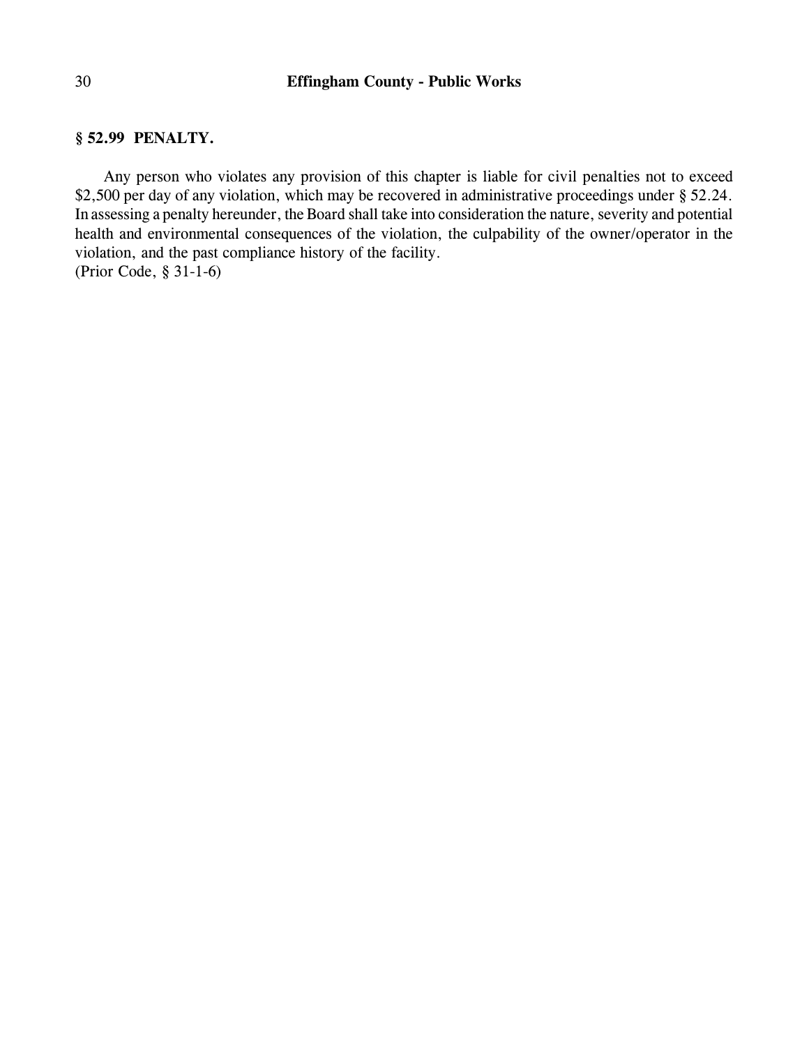### § 52.99 PENALTY.

Any person who violates any provision of this chapter is liable for civil penalties not to exceed $2,500 per day of any violation, which may be recovered in administrative proceedings under § 52.24. In assessing a penalty hereunder, the Board shall take into consideration the nature, severity and potential health and environmental consequences of the violation, the culpability of the owner/operator in the violation, and the past compliance history of the facility.
(Prior Code, § 31-1-6)